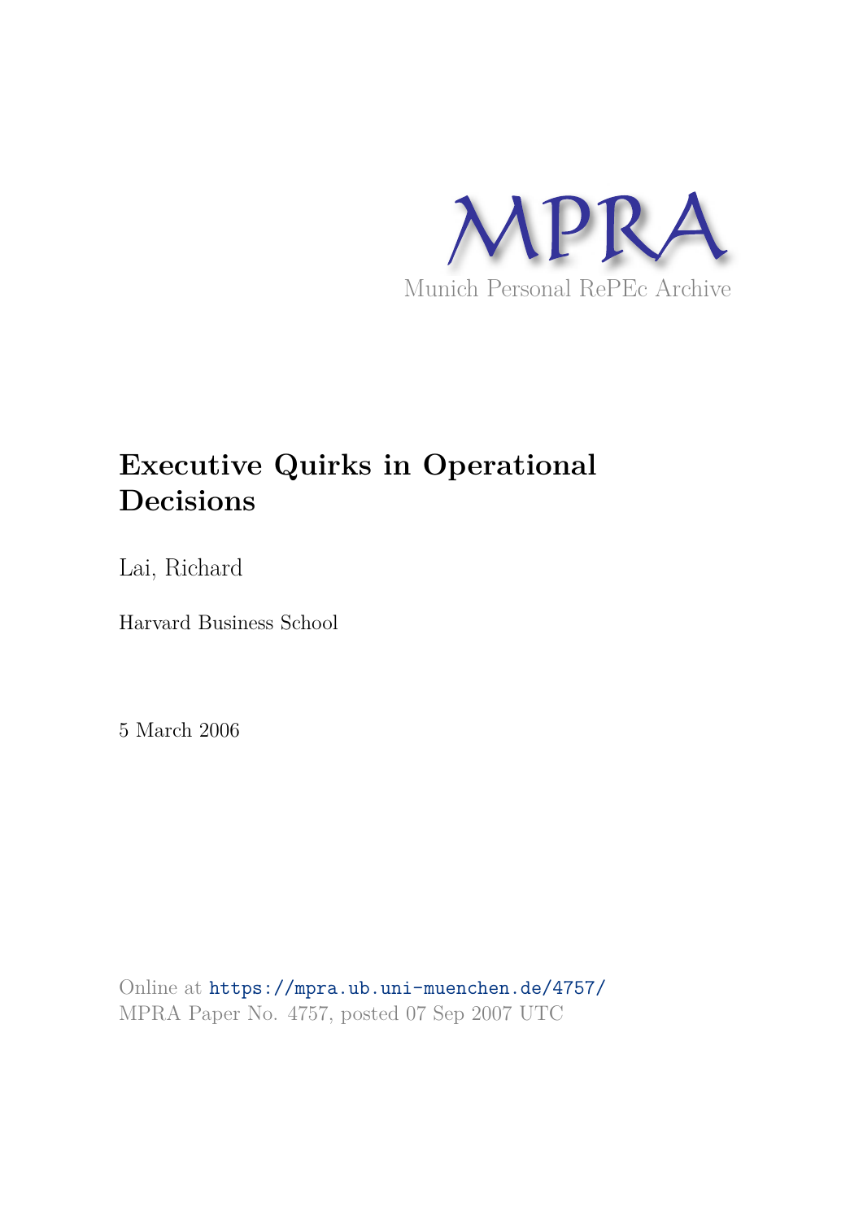MPRA

Munich Personal RePEc Archive

# Executive Quirks in Operational Decisions

Lai, Richard

Harvard Business School

5 March 2006

Online at https://mpra.ub.uni-muenchen.de/4757/
MPRA Paper No. 4757, posted 07 Sep 2007 UTC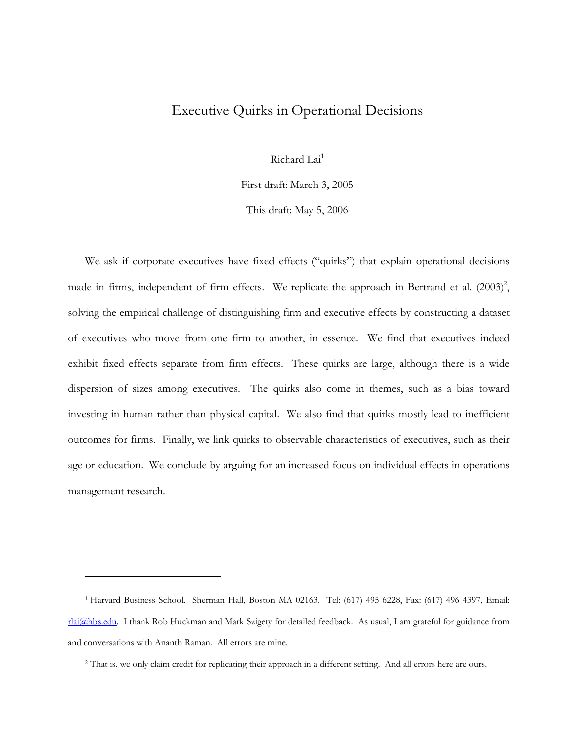# Executive Quirks in Operational Decisions

Richard Lai[1]

First draft: March 3, 2005

This draft: May 5, 2006

We ask if corporate executives have fixed effects ("quirks") that explain operational decisions made in firms, independent of firm effects. We replicate the approach in Bertrand et al. (2003)[2], solving the empirical challenge of distinguishing firm and executive effects by constructing a dataset of executives who move from one firm to another, in essence. We find that executives indeed exhibit fixed effects separate from firm effects. These quirks are large, although there is a wide dispersion of sizes among executives. The quirks also come in themes, such as a bias toward investing in human rather than physical capital. We also find that quirks mostly lead to inefficient outcomes for firms. Finally, we link quirks to observable characteristics of executives, such as their age or education. We conclude by arguing for an increased focus on individual effects in operations management research.

---

[1] Harvard Business School. Sherman Hall, Boston MA 02163. Tel: (617) 495 6228, Fax: (617) 496 4397, Email: rlai@hbs.edu. I thank Rob Huckman and Mark Szigety for detailed feedback. As usual, I am grateful for guidance from and conversations with Ananth Raman. All errors are mine.

[2] That is, we only claim credit for replicating their approach in a different setting. And all errors here are ours.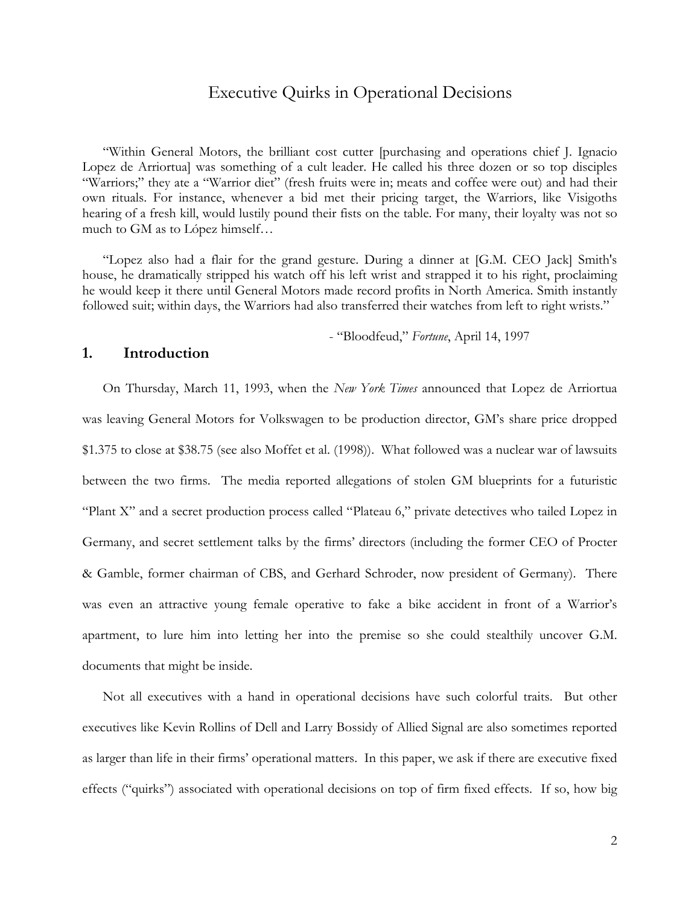# Executive Quirks in Operational Decisions

"Within General Motors, the brilliant cost cutter [purchasing and operations chief J. Ignacio Lopez de Arriortua] was something of a cult leader. He called his three dozen or so top disciples "Warriors;" they ate a "Warrior diet" (fresh fruits were in; meats and coffee were out) and had their own rituals. For instance, whenever a bid met their pricing target, the Warriors, like Visigoths hearing of a fresh kill, would lustily pound their fists on the table. For many, their loyalty was not so much to GM as to López himself…

"Lopez also had a flair for the grand gesture. During a dinner at [G.M. CEO Jack] Smith's house, he dramatically stripped his watch off his left wrist and strapped it to his right, proclaiming he would keep it there until General Motors made record profits in North America. Smith instantly followed suit; within days, the Warriors had also transferred their watches from left to right wrists."

- "Bloodfeud," *Fortune*, April 14, 1997

## 1. Introduction

On Thursday, March 11, 1993, when the *New York Times* announced that Lopez de Arriortua was leaving General Motors for Volkswagen to be production director, GM's share price dropped $1.375 to close at $38.75 (see also Moffet et al. (1998)). What followed was a nuclear war of lawsuits between the two firms. The media reported allegations of stolen GM blueprints for a futuristic "Plant X" and a secret production process called "Plateau 6," private detectives who tailed Lopez in Germany, and secret settlement talks by the firms' directors (including the former CEO of Procter & Gamble, former chairman of CBS, and Gerhard Schroder, now president of Germany). There was even an attractive young female operative to fake a bike accident in front of a Warrior's apartment, to lure him into letting her into the premise so she could stealthily uncover G.M. documents that might be inside.

Not all executives with a hand in operational decisions have such colorful traits. But other executives like Kevin Rollins of Dell and Larry Bossidy of Allied Signal are also sometimes reported as larger than life in their firms' operational matters. In this paper, we ask if there are executive fixed effects ("quirks") associated with operational decisions on top of firm fixed effects. If so, how big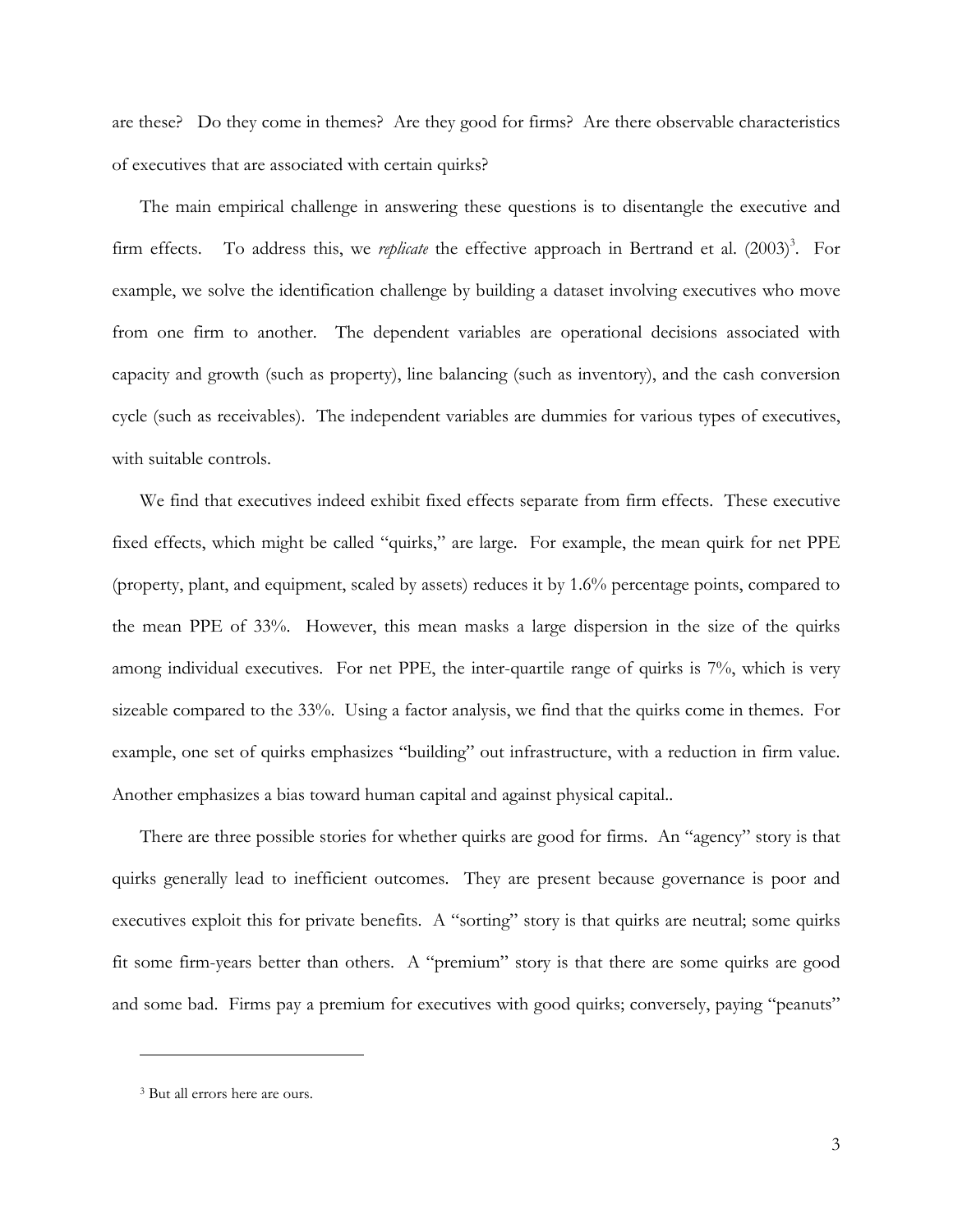are these? Do they come in themes? Are they good for firms? Are there observable characteristics of executives that are associated with certain quirks?

The main empirical challenge in answering these questions is to disentangle the executive and firm effects. To address this, we *replicate* the effective approach in Bertrand et al. (2003)[3]. For example, we solve the identification challenge by building a dataset involving executives who move from one firm to another. The dependent variables are operational decisions associated with capacity and growth (such as property), line balancing (such as inventory), and the cash conversion cycle (such as receivables). The independent variables are dummies for various types of executives, with suitable controls.

We find that executives indeed exhibit fixed effects separate from firm effects. These executive fixed effects, which might be called "quirks," are large. For example, the mean quirk for net PPE (property, plant, and equipment, scaled by assets) reduces it by 1.6% percentage points, compared to the mean PPE of 33%. However, this mean masks a large dispersion in the size of the quirks among individual executives. For net PPE, the inter-quartile range of quirks is 7%, which is very sizeable compared to the 33%. Using a factor analysis, we find that the quirks come in themes. For example, one set of quirks emphasizes "building" out infrastructure, with a reduction in firm value. Another emphasizes a bias toward human capital and against physical capital..

There are three possible stories for whether quirks are good for firms. An "agency" story is that quirks generally lead to inefficient outcomes. They are present because governance is poor and executives exploit this for private benefits. A "sorting" story is that quirks are neutral; some quirks fit some firm-years better than others. A "premium" story is that there are some quirks are good and some bad. Firms pay a premium for executives with good quirks; conversely, paying "peanuts"

[3] But all errors here are ours.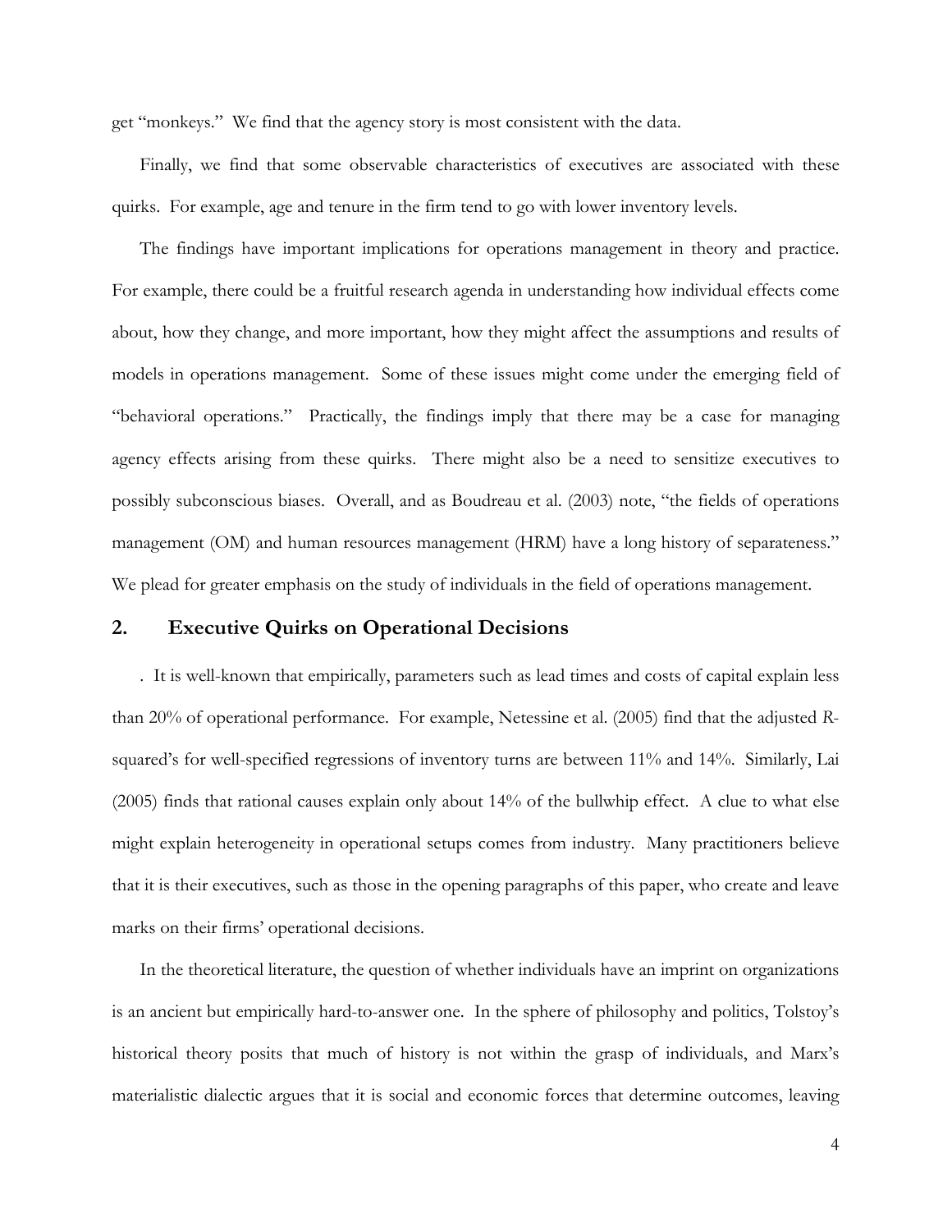get "monkeys." We find that the agency story is most consistent with the data.

Finally, we find that some observable characteristics of executives are associated with these quirks. For example, age and tenure in the firm tend to go with lower inventory levels.

The findings have important implications for operations management in theory and practice. For example, there could be a fruitful research agenda in understanding how individual effects come about, how they change, and more important, how they might affect the assumptions and results of models in operations management. Some of these issues might come under the emerging field of "behavioral operations." Practically, the findings imply that there may be a case for managing agency effects arising from these quirks. There might also be a need to sensitize executives to possibly subconscious biases. Overall, and as Boudreau et al. (2003) note, "the fields of operations management (OM) and human resources management (HRM) have a long history of separateness." We plead for greater emphasis on the study of individuals in the field of operations management.

## 2. Executive Quirks on Operational Decisions

. It is well-known that empirically, parameters such as lead times and costs of capital explain less than 20% of operational performance. For example, Netessine et al. (2005) find that the adjusted *R*-squared's for well-specified regressions of inventory turns are between 11% and 14%. Similarly, Lai (2005) finds that rational causes explain only about 14% of the bullwhip effect. A clue to what else might explain heterogeneity in operational setups comes from industry. Many practitioners believe that it is their executives, such as those in the opening paragraphs of this paper, who create and leave marks on their firms' operational decisions.

In the theoretical literature, the question of whether individuals have an imprint on organizations is an ancient but empirically hard-to-answer one. In the sphere of philosophy and politics, Tolstoy's historical theory posits that much of history is not within the grasp of individuals, and Marx's materialistic dialectic argues that it is social and economic forces that determine outcomes, leaving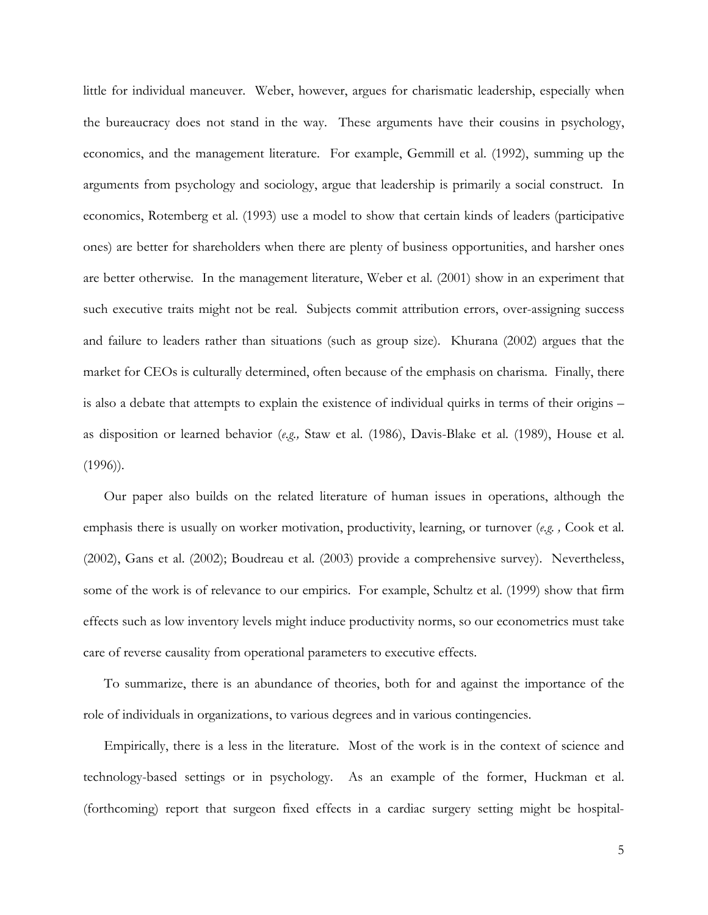little for individual maneuver. Weber, however, argues for charismatic leadership, especially when the bureaucracy does not stand in the way. These arguments have their cousins in psychology, economics, and the management literature. For example, Gemmill et al. (1992), summing up the arguments from psychology and sociology, argue that leadership is primarily a social construct. In economics, Rotemberg et al. (1993) use a model to show that certain kinds of leaders (participative ones) are better for shareholders when there are plenty of business opportunities, and harsher ones are better otherwise. In the management literature, Weber et al. (2001) show in an experiment that such executive traits might not be real. Subjects commit attribution errors, over-assigning success and failure to leaders rather than situations (such as group size). Khurana (2002) argues that the market for CEOs is culturally determined, often because of the emphasis on charisma. Finally, there is also a debate that attempts to explain the existence of individual quirks in terms of their origins – as disposition or learned behavior (*e.g.,* Staw et al. (1986), Davis-Blake et al. (1989), House et al. (1996)).

Our paper also builds on the related literature of human issues in operations, although the emphasis there is usually on worker motivation, productivity, learning, or turnover (*e.g. ,* Cook et al. (2002), Gans et al. (2002); Boudreau et al. (2003) provide a comprehensive survey). Nevertheless, some of the work is of relevance to our empirics. For example, Schultz et al. (1999) show that firm effects such as low inventory levels might induce productivity norms, so our econometrics must take care of reverse causality from operational parameters to executive effects.

To summarize, there is an abundance of theories, both for and against the importance of the role of individuals in organizations, to various degrees and in various contingencies.

Empirically, there is a less in the literature. Most of the work is in the context of science and technology-based settings or in psychology. As an example of the former, Huckman et al. (forthcoming) report that surgeon fixed effects in a cardiac surgery setting might be hospital-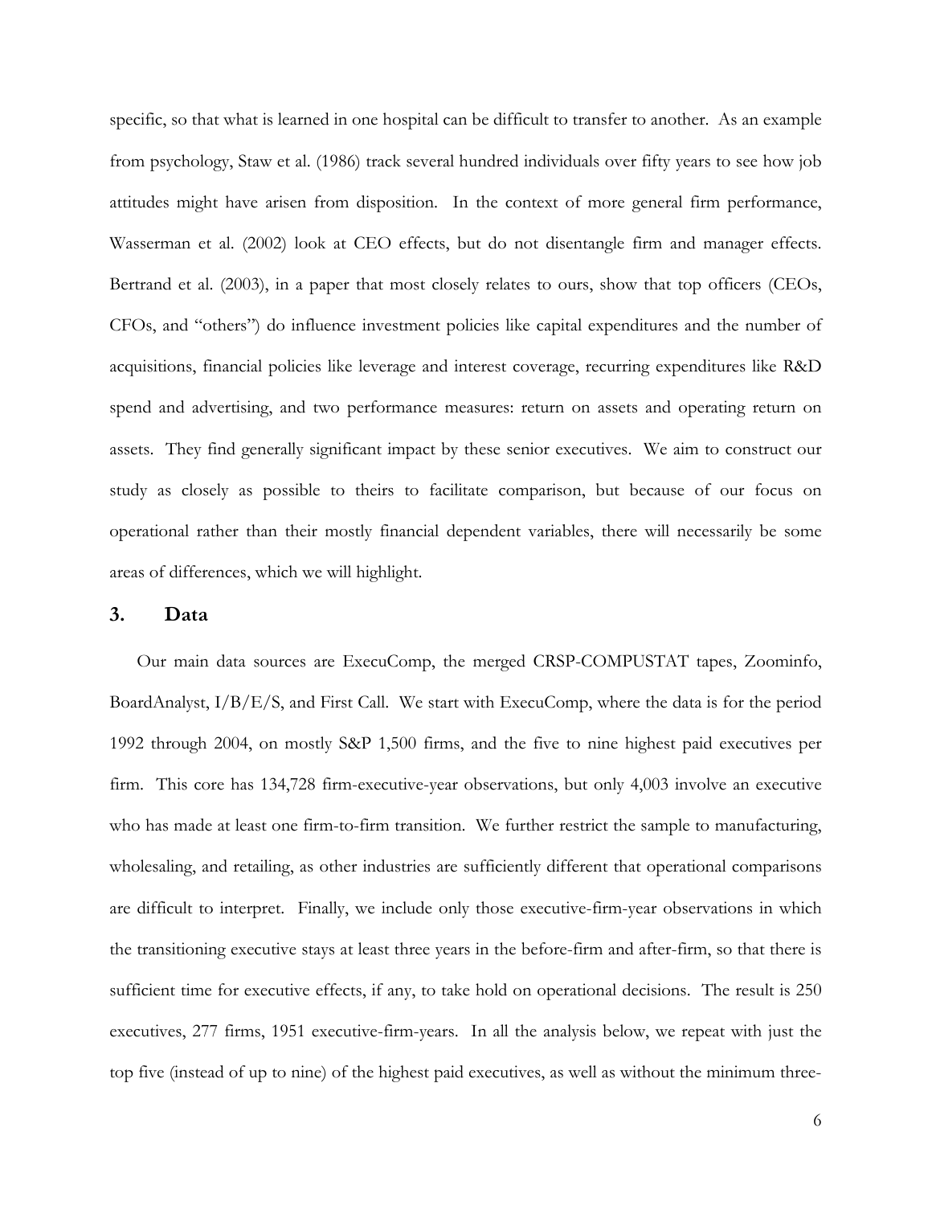specific, so that what is learned in one hospital can be difficult to transfer to another. As an example from psychology, Staw et al. (1986) track several hundred individuals over fifty years to see how job attitudes might have arisen from disposition. In the context of more general firm performance, Wasserman et al. (2002) look at CEO effects, but do not disentangle firm and manager effects. Bertrand et al. (2003), in a paper that most closely relates to ours, show that top officers (CEOs, CFOs, and "others") do influence investment policies like capital expenditures and the number of acquisitions, financial policies like leverage and interest coverage, recurring expenditures like R&D spend and advertising, and two performance measures: return on assets and operating return on assets. They find generally significant impact by these senior executives. We aim to construct our study as closely as possible to theirs to facilitate comparison, but because of our focus on operational rather than their mostly financial dependent variables, there will necessarily be some areas of differences, which we will highlight.

## 3. Data

Our main data sources are ExecuComp, the merged CRSP-COMPUSTAT tapes, Zoominfo, BoardAnalyst, I/B/E/S, and First Call. We start with ExecuComp, where the data is for the period 1992 through 2004, on mostly S&P 1,500 firms, and the five to nine highest paid executives per firm. This core has 134,728 firm-executive-year observations, but only 4,003 involve an executive who has made at least one firm-to-firm transition. We further restrict the sample to manufacturing, wholesaling, and retailing, as other industries are sufficiently different that operational comparisons are difficult to interpret. Finally, we include only those executive-firm-year observations in which the transitioning executive stays at least three years in the before-firm and after-firm, so that there is sufficient time for executive effects, if any, to take hold on operational decisions. The result is 250 executives, 277 firms, 1951 executive-firm-years. In all the analysis below, we repeat with just the top five (instead of up to nine) of the highest paid executives, as well as without the minimum three-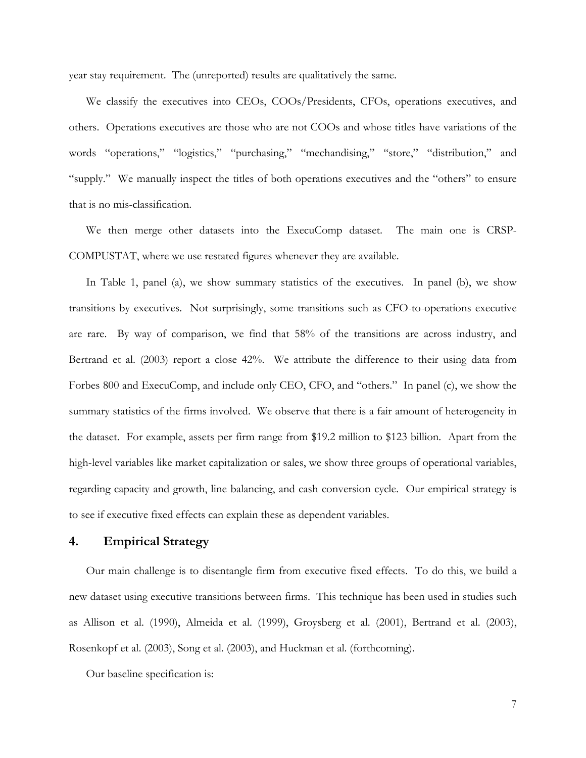year stay requirement. The (unreported) results are qualitatively the same.

We classify the executives into CEOs, COOs/Presidents, CFOs, operations executives, and others. Operations executives are those who are not COOs and whose titles have variations of the words "operations," "logistics," "purchasing," "mechandising," "store," "distribution," and "supply." We manually inspect the titles of both operations executives and the "others" to ensure that is no mis-classification.

We then merge other datasets into the ExecuComp dataset. The main one is CRSP-COMPUSTAT, where we use restated figures whenever they are available.

In Table 1, panel (a), we show summary statistics of the executives. In panel (b), we show transitions by executives. Not surprisingly, some transitions such as CFO-to-operations executive are rare. By way of comparison, we find that 58% of the transitions are across industry, and Bertrand et al. (2003) report a close 42%. We attribute the difference to their using data from Forbes 800 and ExecuComp, and include only CEO, CFO, and "others." In panel (c), we show the summary statistics of the firms involved. We observe that there is a fair amount of heterogeneity in the dataset. For example, assets per firm range from \$19.2 million to \$123 billion. Apart from the high-level variables like market capitalization or sales, we show three groups of operational variables, regarding capacity and growth, line balancing, and cash conversion cycle. Our empirical strategy is to see if executive fixed effects can explain these as dependent variables.

## 4. Empirical Strategy

Our main challenge is to disentangle firm from executive fixed effects. To do this, we build a new dataset using executive transitions between firms. This technique has been used in studies such as Allison et al. (1990), Almeida et al. (1999), Groysberg et al. (2001), Bertrand et al. (2003), Rosenkopf et al. (2003), Song et al. (2003), and Huckman et al. (forthcoming).

Our baseline specification is: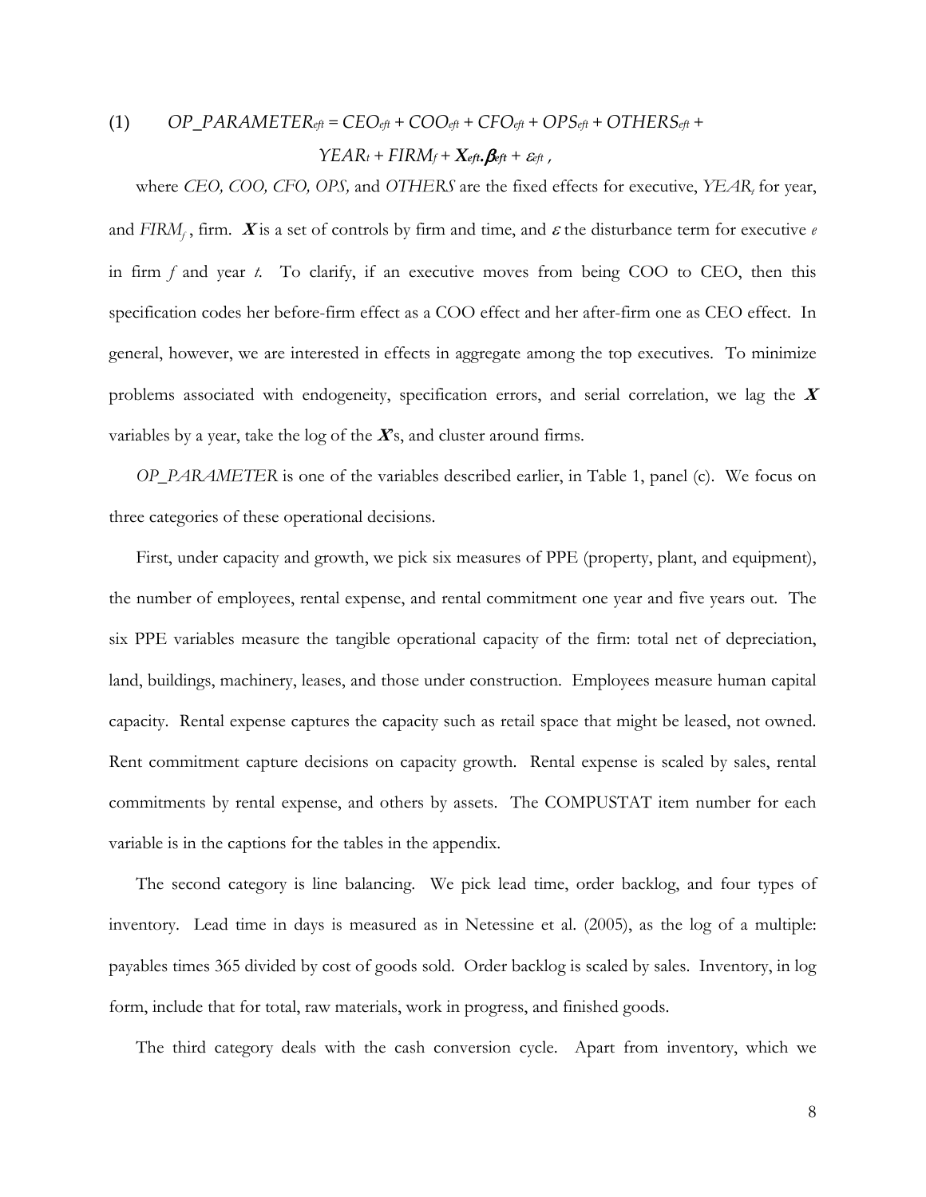$$(1) \quad OP\_PARAMETER_{eft} = CEO_{eft} + COO_{eft} + CFO_{eft} + OPS_{eft} + OTHERS_{eft} + YEAR_t + FIRM_f + \boldsymbol{X}_{eft}.\boldsymbol{\beta}_{eft} + \varepsilon_{eft} \,,$$

where *CEO, COO, CFO, OPS,* and *OTHERS* are the fixed effects for executive, $YEAR_t$ for year, and $FIRM_f$, firm. $\boldsymbol{X}$ is a set of controls by firm and time, and $\varepsilon$ the disturbance term for executive $e$ in firm $f$ and year $t$. To clarify, if an executive moves from being COO to CEO, then this specification codes her before-firm effect as a COO effect and her after-firm one as CEO effect. In general, however, we are interested in effects in aggregate among the top executives. To minimize problems associated with endogeneity, specification errors, and serial correlation, we lag the $\boldsymbol{X}$ variables by a year, take the log of the $\boldsymbol{X}$'s, and cluster around firms.

*OP_PARAMETER* is one of the variables described earlier, in Table 1, panel (c). We focus on three categories of these operational decisions.

First, under capacity and growth, we pick six measures of PPE (property, plant, and equipment), the number of employees, rental expense, and rental commitment one year and five years out. The six PPE variables measure the tangible operational capacity of the firm: total net of depreciation, land, buildings, machinery, leases, and those under construction. Employees measure human capital capacity. Rental expense captures the capacity such as retail space that might be leased, not owned. Rent commitment capture decisions on capacity growth. Rental expense is scaled by sales, rental commitments by rental expense, and others by assets. The COMPUSTAT item number for each variable is in the captions for the tables in the appendix.

The second category is line balancing. We pick lead time, order backlog, and four types of inventory. Lead time in days is measured as in Netessine et al. (2005), as the log of a multiple: payables times 365 divided by cost of goods sold. Order backlog is scaled by sales. Inventory, in log form, include that for total, raw materials, work in progress, and finished goods.

The third category deals with the cash conversion cycle. Apart from inventory, which we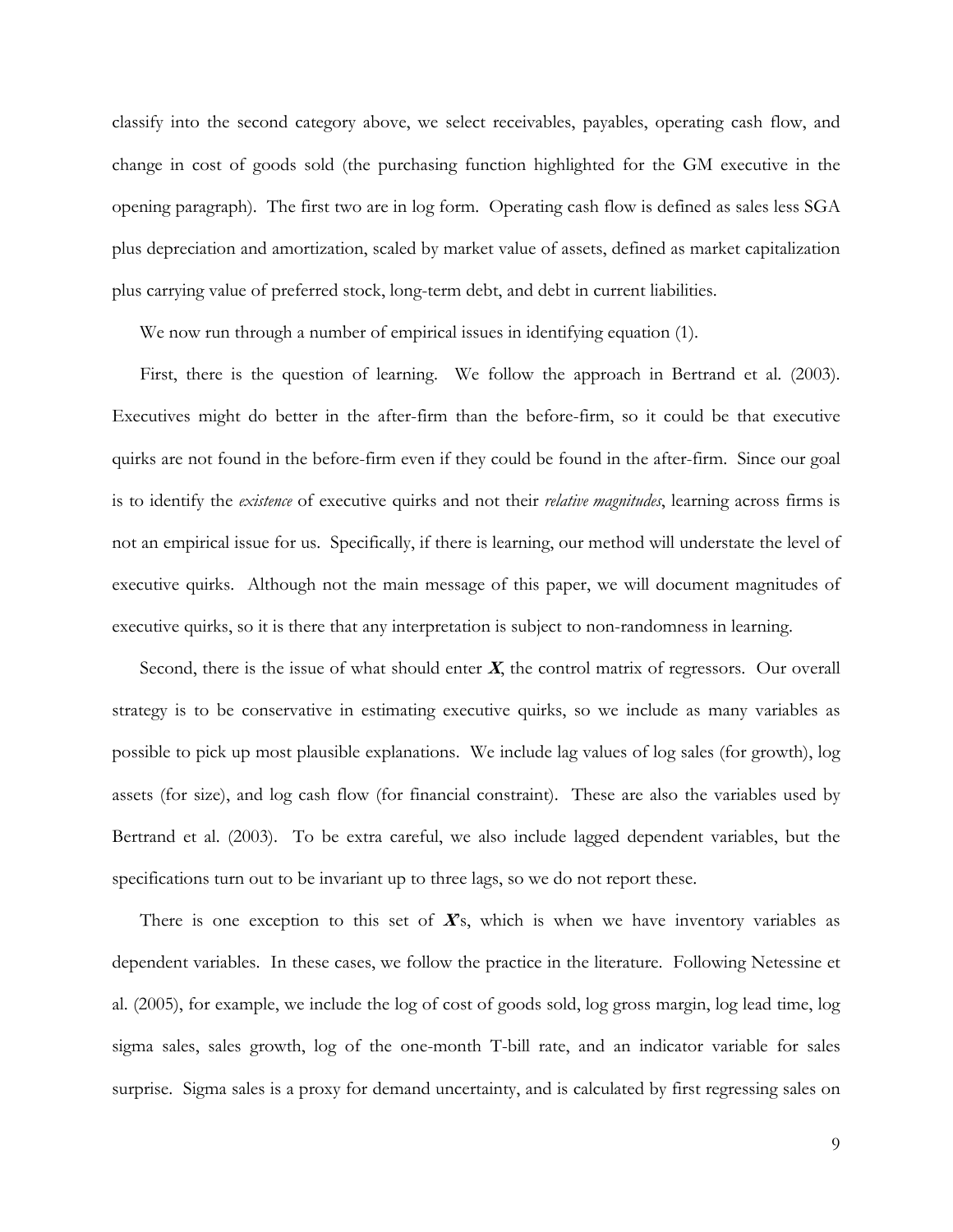classify into the second category above, we select receivables, payables, operating cash flow, and change in cost of goods sold (the purchasing function highlighted for the GM executive in the opening paragraph). The first two are in log form. Operating cash flow is defined as sales less SGA plus depreciation and amortization, scaled by market value of assets, defined as market capitalization plus carrying value of preferred stock, long-term debt, and debt in current liabilities.

We now run through a number of empirical issues in identifying equation (1).

First, there is the question of learning. We follow the approach in Bertrand et al. (2003). Executives might do better in the after-firm than the before-firm, so it could be that executive quirks are not found in the before-firm even if they could be found in the after-firm. Since our goal is to identify the *existence* of executive quirks and not their *relative magnitudes*, learning across firms is not an empirical issue for us. Specifically, if there is learning, our method will understate the level of executive quirks. Although not the main message of this paper, we will document magnitudes of executive quirks, so it is there that any interpretation is subject to non-randomness in learning.

Second, there is the issue of what should enter $\boldsymbol{X}$, the control matrix of regressors. Our overall strategy is to be conservative in estimating executive quirks, so we include as many variables as possible to pick up most plausible explanations. We include lag values of log sales (for growth), log assets (for size), and log cash flow (for financial constraint). These are also the variables used by Bertrand et al. (2003). To be extra careful, we also include lagged dependent variables, but the specifications turn out to be invariant up to three lags, so we do not report these.

There is one exception to this set of $\boldsymbol{X}$'s, which is when we have inventory variables as dependent variables. In these cases, we follow the practice in the literature. Following Netessine et al. (2005), for example, we include the log of cost of goods sold, log gross margin, log lead time, log sigma sales, sales growth, log of the one-month T-bill rate, and an indicator variable for sales surprise. Sigma sales is a proxy for demand uncertainty, and is calculated by first regressing sales on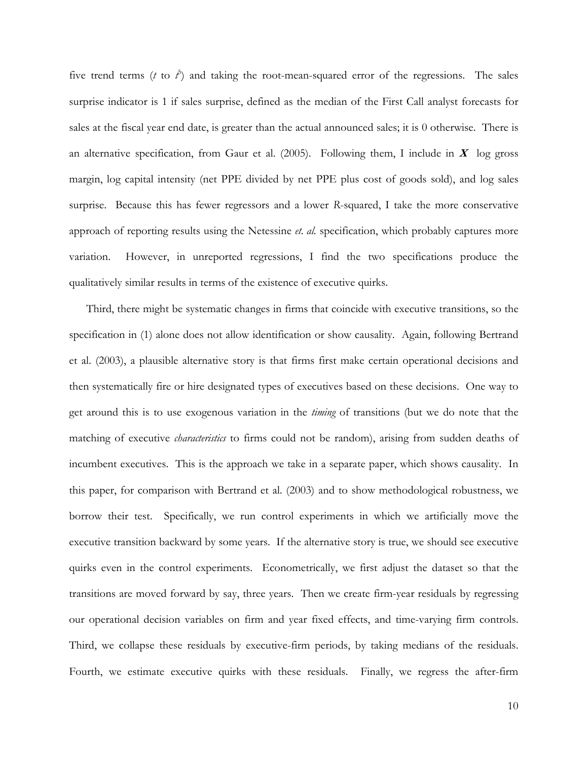five trend terms ($t$ to $t^5$) and taking the root-mean-squared error of the regressions. The sales surprise indicator is 1 if sales surprise, defined as the median of the First Call analyst forecasts for sales at the fiscal year end date, is greater than the actual announced sales; it is 0 otherwise. There is an alternative specification, from Gaur et al. (2005). Following them, I include in $\boldsymbol{X}$ log gross margin, log capital intensity (net PPE divided by net PPE plus cost of goods sold), and log sales surprise. Because this has fewer regressors and a lower *R*-squared, I take the more conservative approach of reporting results using the Netessine *et. al.* specification, which probably captures more variation. However, in unreported regressions, I find the two specifications produce the qualitatively similar results in terms of the existence of executive quirks.

Third, there might be systematic changes in firms that coincide with executive transitions, so the specification in (1) alone does not allow identification or show causality. Again, following Bertrand et al. (2003), a plausible alternative story is that firms first make certain operational decisions and then systematically fire or hire designated types of executives based on these decisions. One way to get around this is to use exogenous variation in the *timing* of transitions (but we do note that the matching of executive *characteristics* to firms could not be random), arising from sudden deaths of incumbent executives. This is the approach we take in a separate paper, which shows causality. In this paper, for comparison with Bertrand et al. (2003) and to show methodological robustness, we borrow their test. Specifically, we run control experiments in which we artificially move the executive transition backward by some years. If the alternative story is true, we should see executive quirks even in the control experiments. Econometrically, we first adjust the dataset so that the transitions are moved forward by say, three years. Then we create firm-year residuals by regressing our operational decision variables on firm and year fixed effects, and time-varying firm controls. Third, we collapse these residuals by executive-firm periods, by taking medians of the residuals. Fourth, we estimate executive quirks with these residuals. Finally, we regress the after-firm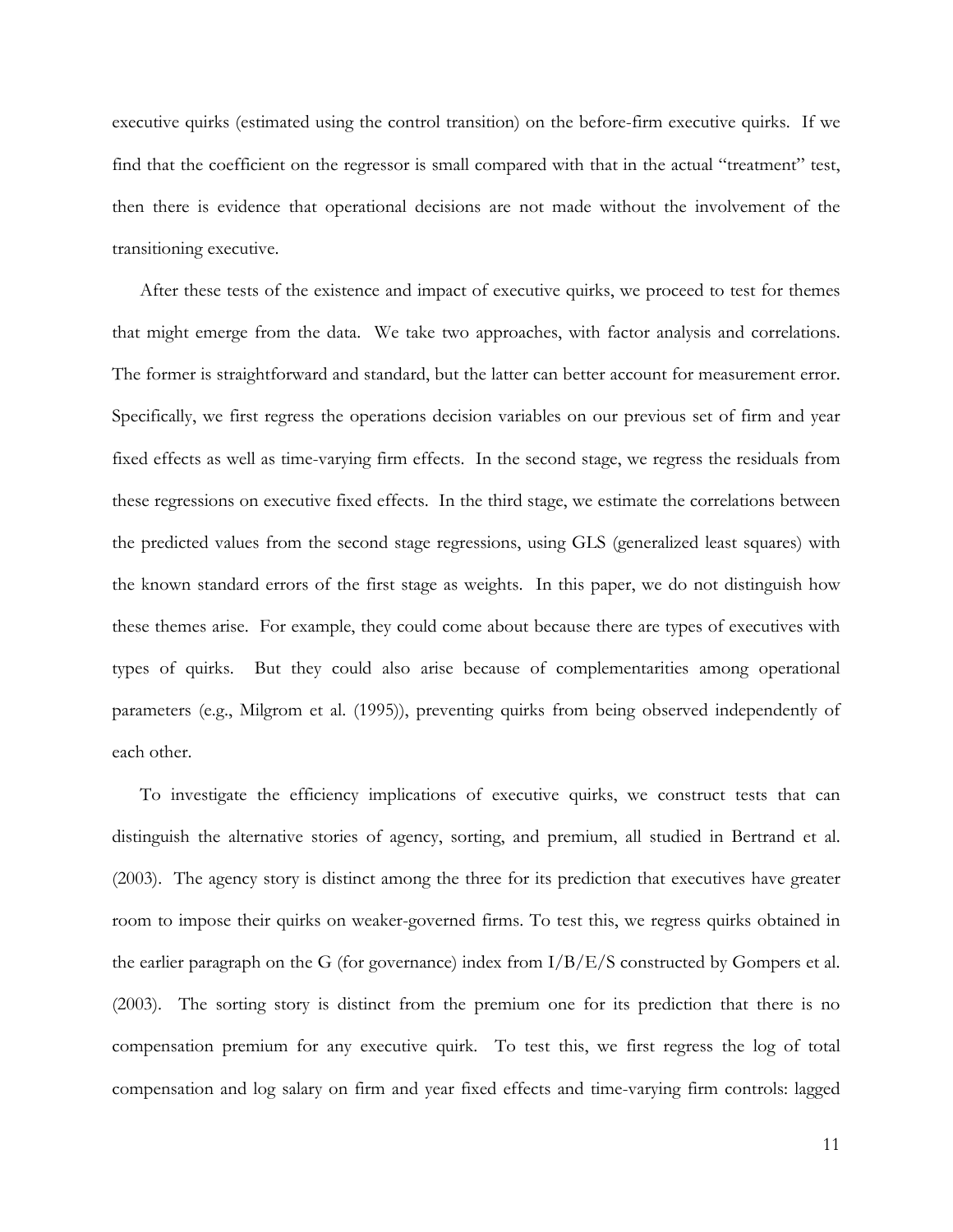executive quirks (estimated using the control transition) on the before-firm executive quirks. If we find that the coefficient on the regressor is small compared with that in the actual "treatment" test, then there is evidence that operational decisions are not made without the involvement of the transitioning executive.

After these tests of the existence and impact of executive quirks, we proceed to test for themes that might emerge from the data. We take two approaches, with factor analysis and correlations. The former is straightforward and standard, but the latter can better account for measurement error. Specifically, we first regress the operations decision variables on our previous set of firm and year fixed effects as well as time-varying firm effects. In the second stage, we regress the residuals from these regressions on executive fixed effects. In the third stage, we estimate the correlations between the predicted values from the second stage regressions, using GLS (generalized least squares) with the known standard errors of the first stage as weights. In this paper, we do not distinguish how these themes arise. For example, they could come about because there are types of executives with types of quirks. But they could also arise because of complementarities among operational parameters (e.g., Milgrom et al. (1995)), preventing quirks from being observed independently of each other.

To investigate the efficiency implications of executive quirks, we construct tests that can distinguish the alternative stories of agency, sorting, and premium, all studied in Bertrand et al. (2003). The agency story is distinct among the three for its prediction that executives have greater room to impose their quirks on weaker-governed firms. To test this, we regress quirks obtained in the earlier paragraph on the G (for governance) index from I/B/E/S constructed by Gompers et al. (2003). The sorting story is distinct from the premium one for its prediction that there is no compensation premium for any executive quirk. To test this, we first regress the log of total compensation and log salary on firm and year fixed effects and time-varying firm controls: lagged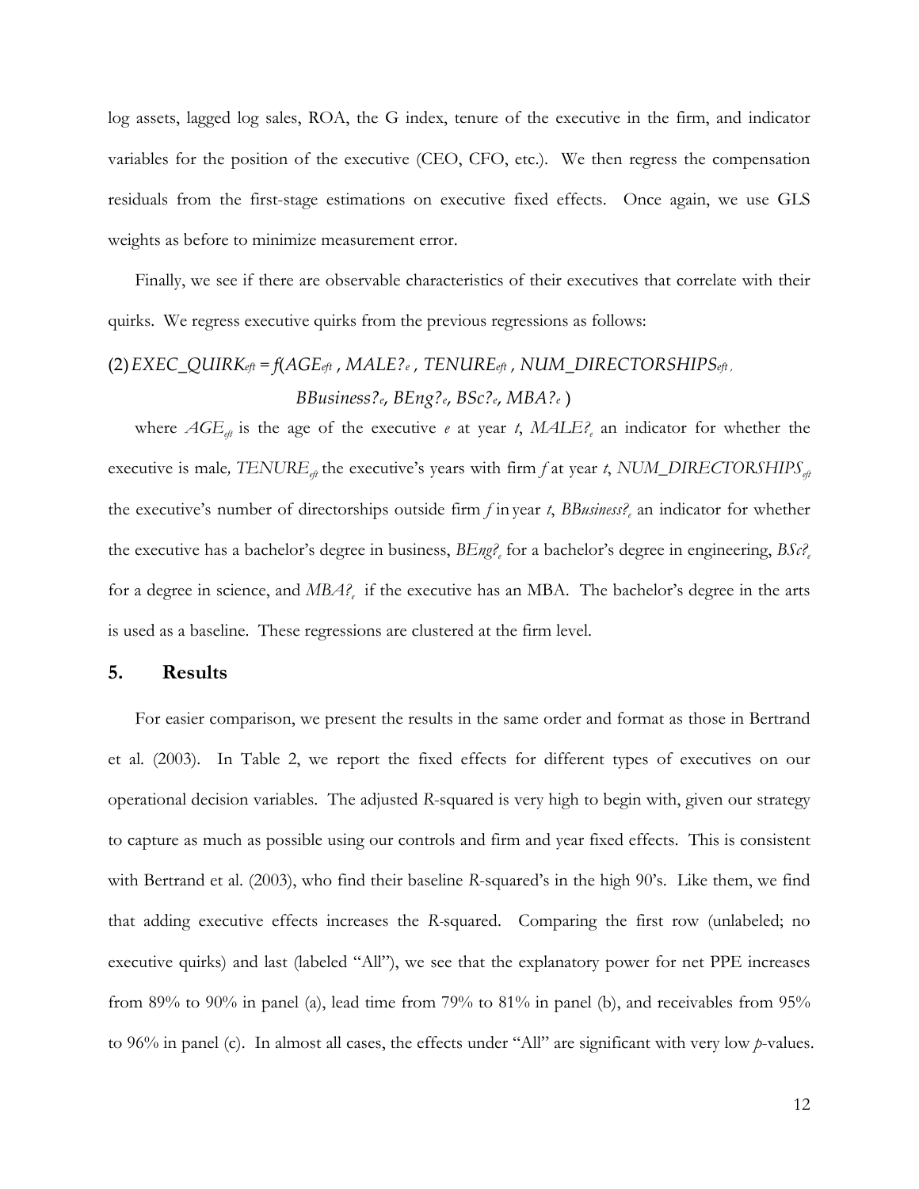log assets, lagged log sales, ROA, the G index, tenure of the executive in the firm, and indicator variables for the position of the executive (CEO, CFO, etc.). We then regress the compensation residuals from the first-stage estimations on executive fixed effects. Once again, we use GLS weights as before to minimize measurement error.

Finally, we see if there are observable characteristics of their executives that correlate with their quirks. We regress executive quirks from the previous regressions as follows:

$$(2)\ EXEC\_QUIRK_{eft} = f(AGE_{eft}\ ,\ MALE?_e\ ,\ TENURE_{eft}\ ,\ NUM\_DIRECTORSHIPS_{eft}\ ,\ BBusiness?_e,\ BEng?_e,\ BSc?_e,\ MBA?_e\ )$$

where $AGE_{eft}$ is the age of the executive $e$ at year $t$, $MALE?_e$ an indicator for whether the executive is male, $TENURE_{eft}$ the executive's years with firm $f$ at year $t$, $NUM\_DIRECTORSHIPS_{eft}$ the executive's number of directorships outside firm $f$ in year $t$, $BBusiness?_e$ an indicator for whether the executive has a bachelor's degree in business, $BEng?_e$ for a bachelor's degree in engineering, $BSc?_e$ for a degree in science, and $MBA?_e$ if the executive has an MBA. The bachelor's degree in the arts is used as a baseline. These regressions are clustered at the firm level.

## 5. Results

For easier comparison, we present the results in the same order and format as those in Bertrand et al. (2003). In Table 2, we report the fixed effects for different types of executives on our operational decision variables. The adjusted $R$-squared is very high to begin with, given our strategy to capture as much as possible using our controls and firm and year fixed effects. This is consistent with Bertrand et al. (2003), who find their baseline $R$-squared's in the high 90's. Like them, we find that adding executive effects increases the $R$-squared. Comparing the first row (unlabeled; no executive quirks) and last (labeled "All"), we see that the explanatory power for net PPE increases from 89% to 90% in panel (a), lead time from 79% to 81% in panel (b), and receivables from 95% to 96% in panel (c). In almost all cases, the effects under "All" are significant with very low $p$-values.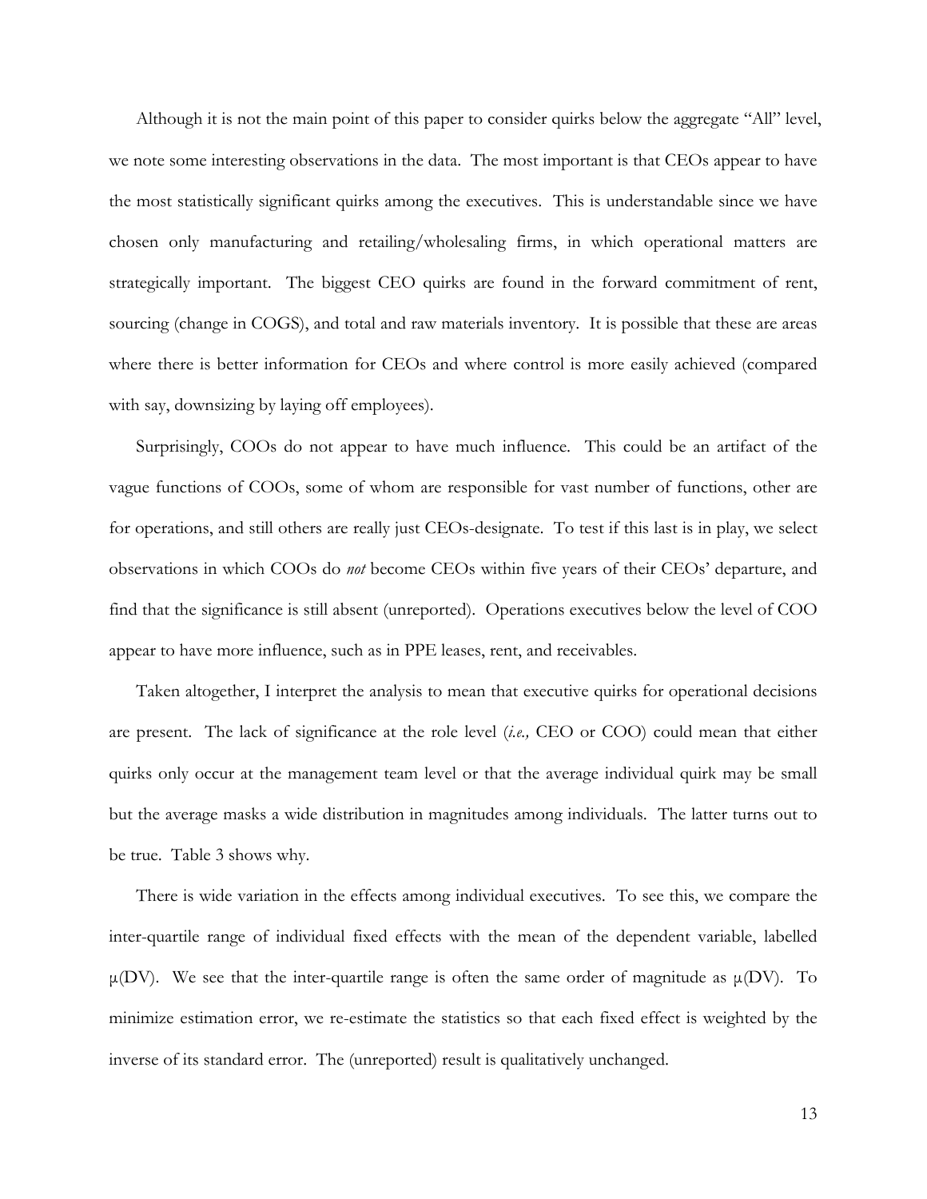Although it is not the main point of this paper to consider quirks below the aggregate "All" level, we note some interesting observations in the data. The most important is that CEOs appear to have the most statistically significant quirks among the executives. This is understandable since we have chosen only manufacturing and retailing/wholesaling firms, in which operational matters are strategically important. The biggest CEO quirks are found in the forward commitment of rent, sourcing (change in COGS), and total and raw materials inventory. It is possible that these are areas where there is better information for CEOs and where control is more easily achieved (compared with say, downsizing by laying off employees).

Surprisingly, COOs do not appear to have much influence. This could be an artifact of the vague functions of COOs, some of whom are responsible for vast number of functions, other are for operations, and still others are really just CEOs-designate. To test if this last is in play, we select observations in which COOs do *not* become CEOs within five years of their CEOs' departure, and find that the significance is still absent (unreported). Operations executives below the level of COO appear to have more influence, such as in PPE leases, rent, and receivables.

Taken altogether, I interpret the analysis to mean that executive quirks for operational decisions are present. The lack of significance at the role level (*i.e.,* CEO or COO) could mean that either quirks only occur at the management team level or that the average individual quirk may be small but the average masks a wide distribution in magnitudes among individuals. The latter turns out to be true. Table 3 shows why.

There is wide variation in the effects among individual executives. To see this, we compare the inter-quartile range of individual fixed effects with the mean of the dependent variable, labelled $\mu$(DV). We see that the inter-quartile range is often the same order of magnitude as $\mu$(DV). To minimize estimation error, we re-estimate the statistics so that each fixed effect is weighted by the inverse of its standard error. The (unreported) result is qualitatively unchanged.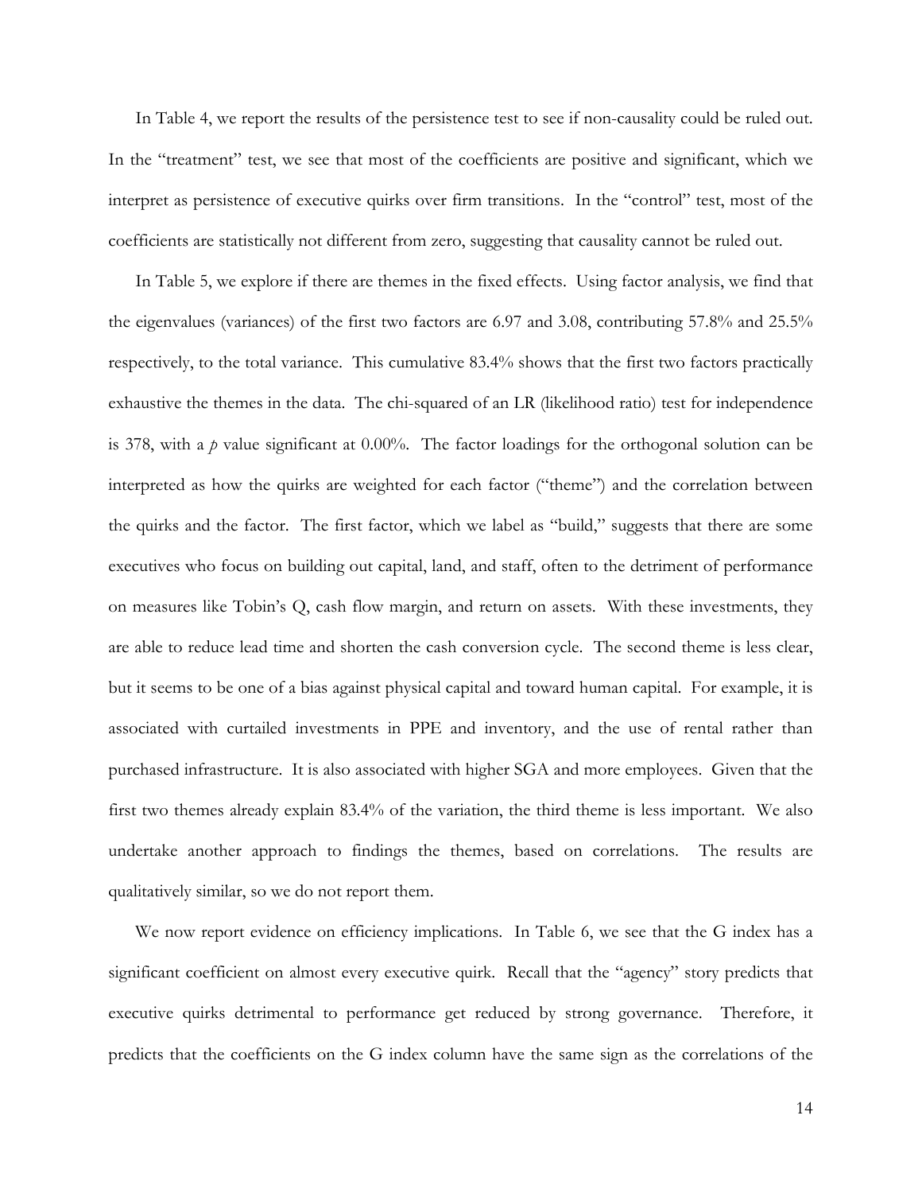In Table 4, we report the results of the persistence test to see if non-causality could be ruled out. In the "treatment" test, we see that most of the coefficients are positive and significant, which we interpret as persistence of executive quirks over firm transitions. In the "control" test, most of the coefficients are statistically not different from zero, suggesting that causality cannot be ruled out.

In Table 5, we explore if there are themes in the fixed effects. Using factor analysis, we find that the eigenvalues (variances) of the first two factors are 6.97 and 3.08, contributing 57.8% and 25.5% respectively, to the total variance. This cumulative 83.4% shows that the first two factors practically exhaustive the themes in the data. The chi-squared of an LR (likelihood ratio) test for independence is 378, with a *p* value significant at 0.00%. The factor loadings for the orthogonal solution can be interpreted as how the quirks are weighted for each factor ("theme") and the correlation between the quirks and the factor. The first factor, which we label as "build," suggests that there are some executives who focus on building out capital, land, and staff, often to the detriment of performance on measures like Tobin's Q, cash flow margin, and return on assets. With these investments, they are able to reduce lead time and shorten the cash conversion cycle. The second theme is less clear, but it seems to be one of a bias against physical capital and toward human capital. For example, it is associated with curtailed investments in PPE and inventory, and the use of rental rather than purchased infrastructure. It is also associated with higher SGA and more employees. Given that the first two themes already explain 83.4% of the variation, the third theme is less important. We also undertake another approach to findings the themes, based on correlations. The results are qualitatively similar, so we do not report them.

We now report evidence on efficiency implications. In Table 6, we see that the G index has a significant coefficient on almost every executive quirk. Recall that the "agency" story predicts that executive quirks detrimental to performance get reduced by strong governance. Therefore, it predicts that the coefficients on the G index column have the same sign as the correlations of the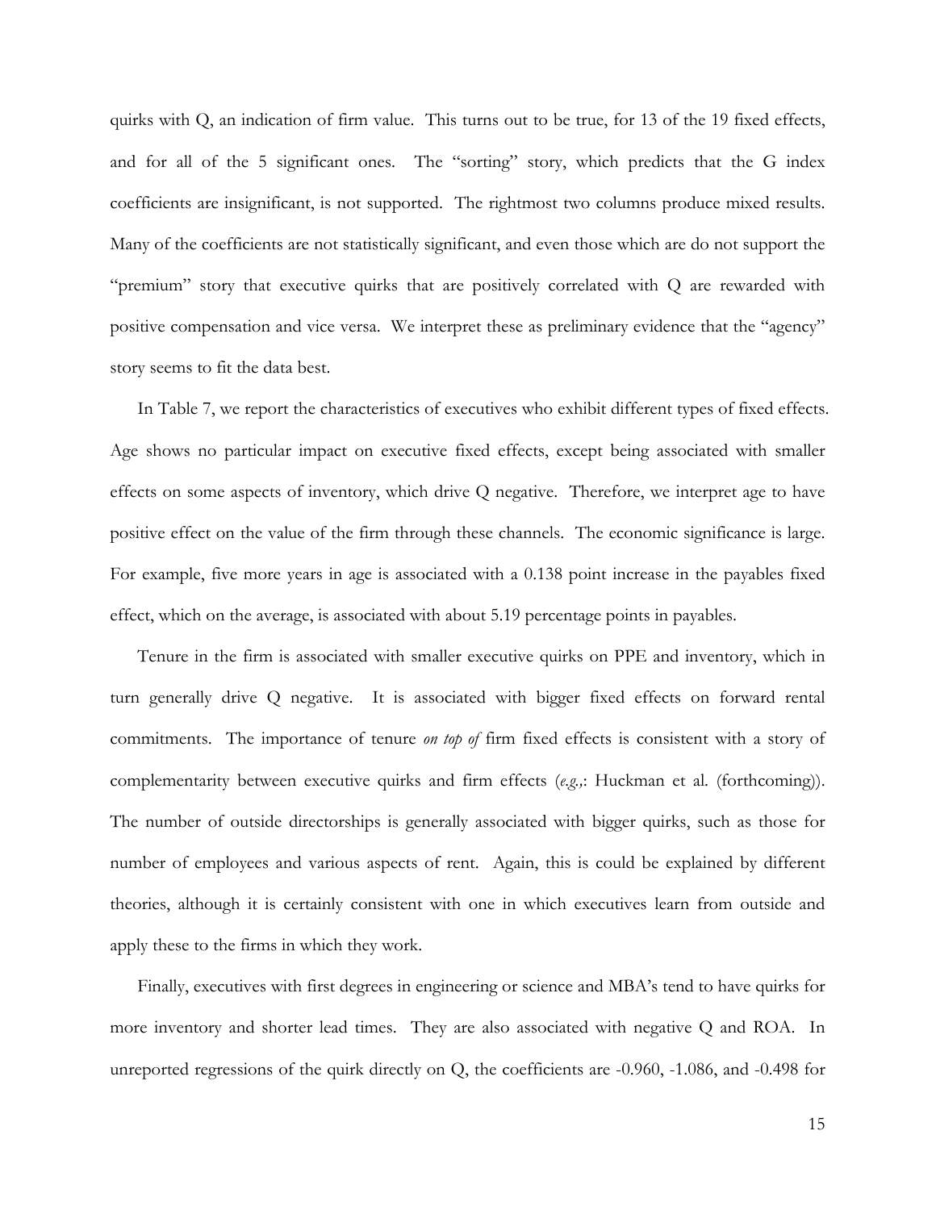quirks with Q, an indication of firm value. This turns out to be true, for 13 of the 19 fixed effects, and for all of the 5 significant ones. The "sorting" story, which predicts that the G index coefficients are insignificant, is not supported. The rightmost two columns produce mixed results. Many of the coefficients are not statistically significant, and even those which are do not support the "premium" story that executive quirks that are positively correlated with Q are rewarded with positive compensation and vice versa. We interpret these as preliminary evidence that the "agency" story seems to fit the data best.

In Table 7, we report the characteristics of executives who exhibit different types of fixed effects. Age shows no particular impact on executive fixed effects, except being associated with smaller effects on some aspects of inventory, which drive Q negative. Therefore, we interpret age to have positive effect on the value of the firm through these channels. The economic significance is large. For example, five more years in age is associated with a 0.138 point increase in the payables fixed effect, which on the average, is associated with about 5.19 percentage points in payables.

Tenure in the firm is associated with smaller executive quirks on PPE and inventory, which in turn generally drive Q negative. It is associated with bigger fixed effects on forward rental commitments. The importance of tenure *on top of* firm fixed effects is consistent with a story of complementarity between executive quirks and firm effects (*e.g.,*: Huckman et al. (forthcoming)). The number of outside directorships is generally associated with bigger quirks, such as those for number of employees and various aspects of rent. Again, this is could be explained by different theories, although it is certainly consistent with one in which executives learn from outside and apply these to the firms in which they work.

Finally, executives with first degrees in engineering or science and MBA's tend to have quirks for more inventory and shorter lead times. They are also associated with negative Q and ROA. In unreported regressions of the quirk directly on Q, the coefficients are -0.960, -1.086, and -0.498 for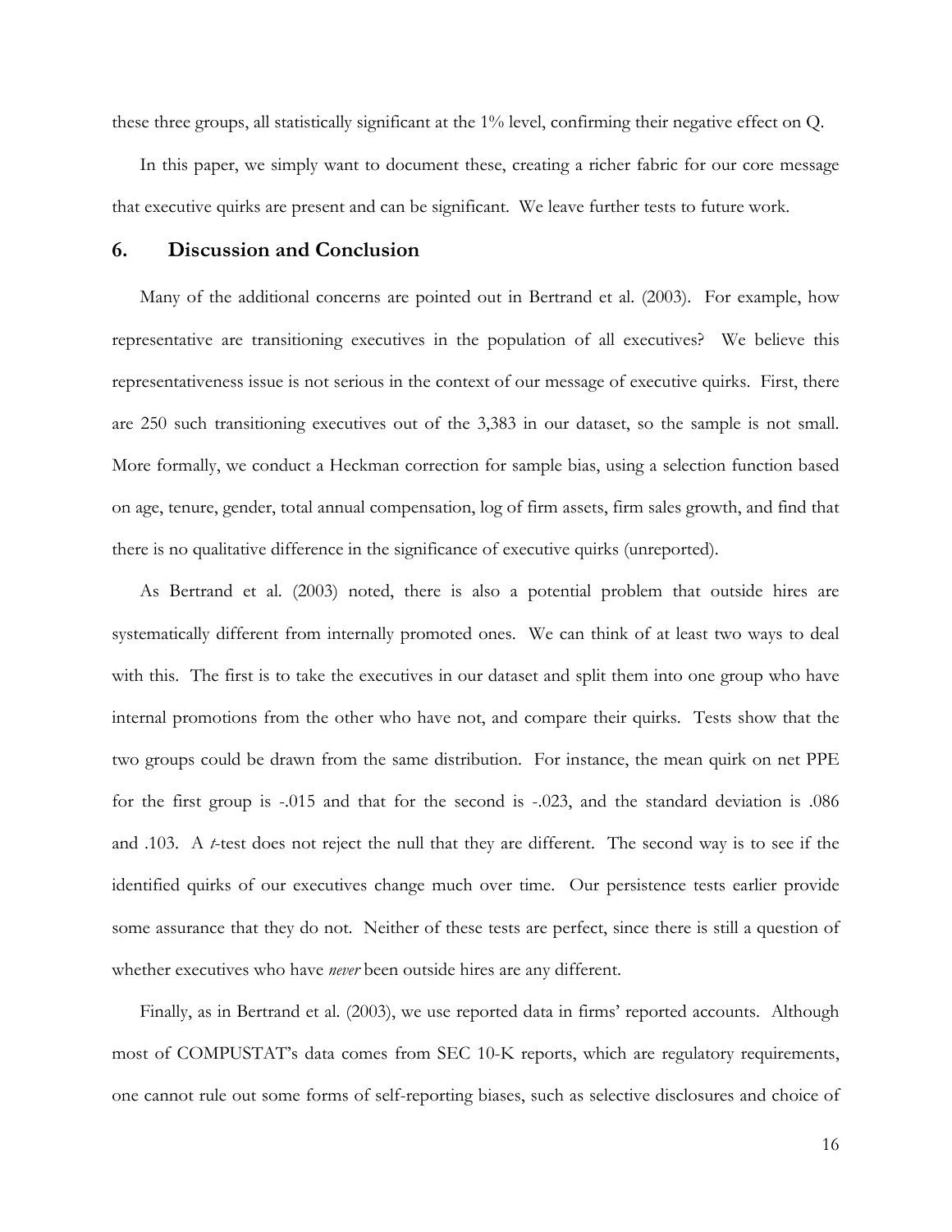these three groups, all statistically significant at the 1% level, confirming their negative effect on Q.

In this paper, we simply want to document these, creating a richer fabric for our core message that executive quirks are present and can be significant. We leave further tests to future work.

## 6. Discussion and Conclusion

Many of the additional concerns are pointed out in Bertrand et al. (2003). For example, how representative are transitioning executives in the population of all executives? We believe this representativeness issue is not serious in the context of our message of executive quirks. First, there are 250 such transitioning executives out of the 3,383 in our dataset, so the sample is not small. More formally, we conduct a Heckman correction for sample bias, using a selection function based on age, tenure, gender, total annual compensation, log of firm assets, firm sales growth, and find that there is no qualitative difference in the significance of executive quirks (unreported).

As Bertrand et al. (2003) noted, there is also a potential problem that outside hires are systematically different from internally promoted ones. We can think of at least two ways to deal with this. The first is to take the executives in our dataset and split them into one group who have internal promotions from the other who have not, and compare their quirks. Tests show that the two groups could be drawn from the same distribution. For instance, the mean quirk on net PPE for the first group is -.015 and that for the second is -.023, and the standard deviation is .086 and .103. A *t*-test does not reject the null that they are different. The second way is to see if the identified quirks of our executives change much over time. Our persistence tests earlier provide some assurance that they do not. Neither of these tests are perfect, since there is still a question of whether executives who have *never* been outside hires are any different.

Finally, as in Bertrand et al. (2003), we use reported data in firms' reported accounts. Although most of COMPUSTAT's data comes from SEC 10-K reports, which are regulatory requirements, one cannot rule out some forms of self-reporting biases, such as selective disclosures and choice of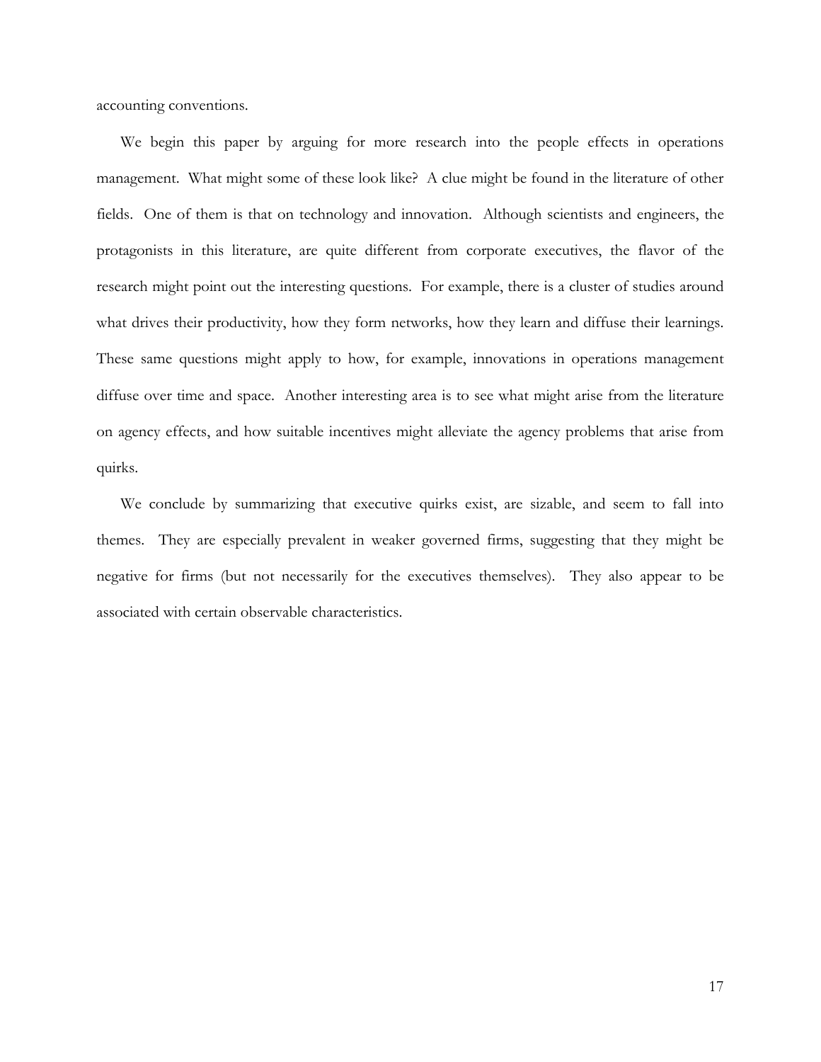accounting conventions.

We begin this paper by arguing for more research into the people effects in operations management. What might some of these look like? A clue might be found in the literature of other fields. One of them is that on technology and innovation. Although scientists and engineers, the protagonists in this literature, are quite different from corporate executives, the flavor of the research might point out the interesting questions. For example, there is a cluster of studies around what drives their productivity, how they form networks, how they learn and diffuse their learnings. These same questions might apply to how, for example, innovations in operations management diffuse over time and space. Another interesting area is to see what might arise from the literature on agency effects, and how suitable incentives might alleviate the agency problems that arise from quirks.

We conclude by summarizing that executive quirks exist, are sizable, and seem to fall into themes. They are especially prevalent in weaker governed firms, suggesting that they might be negative for firms (but not necessarily for the executives themselves). They also appear to be associated with certain observable characteristics.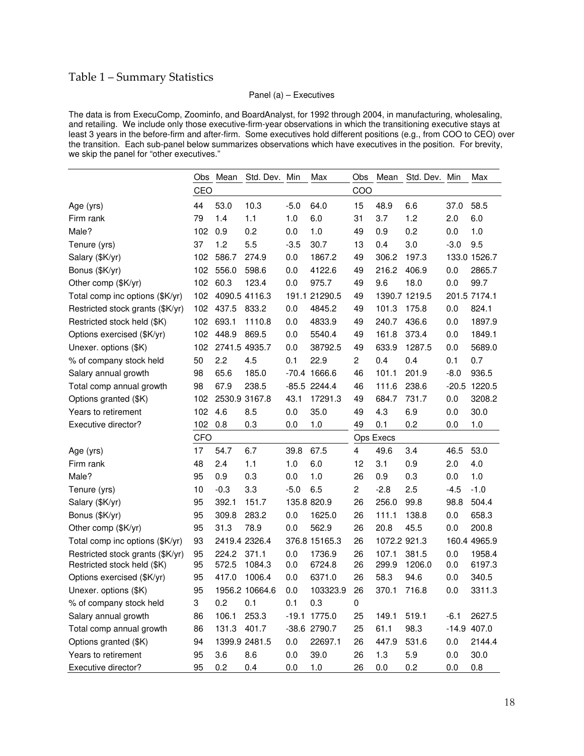## Table 1 – Summary Statistics

Panel (a) – Executives

The data is from ExecuComp, Zoominfo, and BoardAnalyst, for 1992 through 2004, in manufacturing, wholesaling, and retailing. We include only those executive-firm-year observations in which the transitioning executive stays at least 3 years in the before-firm and after-firm. Some executives hold different positions (e.g., from COO to CEO) over the transition. Each sub-panel below summarizes observations which have executives in the position. For brevity, we skip the panel for "other executives."

| | Obs | Mean | Std. Dev. | Min | Max | Obs | Mean | Std. Dev. | Min | Max |
|---|---|---|---|---|---|---|---|---|---|---|
| | CEO | | | | | COO | | | | |
| Age (yrs) | 44 | 53.0 | 10.3 | -5.0 | 64.0 | 15 | 48.9 | 6.6 | 37.0 | 58.5 |
| Firm rank | 79 | 1.4 | 1.1 | 1.0 | 6.0 | 31 | 3.7 | 1.2 | 2.0 | 6.0 |
| Male? | 102 | 0.9 | 0.2 | 0.0 | 1.0 | 49 | 0.9 | 0.2 | 0.0 | 1.0 |
| Tenure (yrs) | 37 | 1.2 | 5.5 | -3.5 | 30.7 | 13 | 0.4 | 3.0 | -3.0 | 9.5 |
| Salary ($K/yr) | 102 | 586.7 | 274.9 | 0.0 | 1867.2 | 49 | 306.2 | 197.3 | 133.0 | 1526.7 |
| Bonus ($K/yr) | 102 | 556.0 | 598.6 | 0.0 | 4122.6 | 49 | 216.2 | 406.9 | 0.0 | 2865.7 |
| Other comp ($K/yr) | 102 | 60.3 | 123.4 | 0.0 | 975.7 | 49 | 9.6 | 18.0 | 0.0 | 99.7 |
| Total comp inc options ($K/yr) | 102 | 4090.5 | 4116.3 | 191.1 | 21290.5 | 49 | 1390.7 | 1219.5 | 201.5 | 7174.1 |
| Restricted stock grants ($K/yr) | 102 | 437.5 | 833.2 | 0.0 | 4845.2 | 49 | 101.3 | 175.8 | 0.0 | 824.1 |
| Restricted stock held ($K) | 102 | 693.1 | 1110.8 | 0.0 | 4833.9 | 49 | 240.7 | 436.6 | 0.0 | 1897.9 |
| Options exercised ($K/yr) | 102 | 448.9 | 869.5 | 0.0 | 5540.4 | 49 | 161.8 | 373.4 | 0.0 | 1849.1 |
| Unexer. options ($K) | 102 | 2741.5 | 4935.7 | 0.0 | 38792.5 | 49 | 633.9 | 1287.5 | 0.0 | 5689.0 |
| % of company stock held | 50 | 2.2 | 4.5 | 0.1 | 22.9 | 2 | 0.4 | 0.4 | 0.1 | 0.7 |
| Salary annual growth | 98 | 65.6 | 185.0 | -70.4 | 1666.6 | 46 | 101.1 | 201.9 | -8.0 | 936.5 |
| Total comp annual growth | 98 | 67.9 | 238.5 | -85.5 | 2244.4 | 46 | 111.6 | 238.6 | -20.5 | 1220.5 |
| Options granted ($K) | 102 | 2530.9 | 3167.8 | 43.1 | 17291.3 | 49 | 684.7 | 731.7 | 0.0 | 3208.2 |
| Years to retirement | 102 | 4.6 | 8.5 | 0.0 | 35.0 | 49 | 4.3 | 6.9 | 0.0 | 30.0 |
| Executive director? | 102 | 0.8 | 0.3 | 0.0 | 1.0 | 49 | 0.1 | 0.2 | 0.0 | 1.0 |
| | CFO | | | | | Ops Execs | | | | |
| Age (yrs) | 17 | 54.7 | 6.7 | 39.8 | 67.5 | 4 | 49.6 | 3.4 | 46.5 | 53.0 |
| Firm rank | 48 | 2.4 | 1.1 | 1.0 | 6.0 | 12 | 3.1 | 0.9 | 2.0 | 4.0 |
| Male? | 95 | 0.9 | 0.3 | 0.0 | 1.0 | 26 | 0.9 | 0.3 | 0.0 | 1.0 |
| Tenure (yrs) | 10 | -0.3 | 3.3 | -5.0 | 6.5 | 2 | -2.8 | 2.5 | -4.5 | -1.0 |
| Salary ($K/yr) | 95 | 392.1 | 151.7 | 135.8 | 820.9 | 26 | 256.0 | 99.8 | 98.8 | 504.4 |
| Bonus ($K/yr) | 95 | 309.8 | 283.2 | 0.0 | 1625.0 | 26 | 111.1 | 138.8 | 0.0 | 658.3 |
| Other comp ($K/yr) | 95 | 31.3 | 78.9 | 0.0 | 562.9 | 26 | 20.8 | 45.5 | 0.0 | 200.8 |
| Total comp inc options ($K/yr) | 93 | 2419.4 | 2326.4 | 376.8 | 15165.3 | 26 | 1072.2 | 921.3 | 160.4 | 4965.9 |
| Restricted stock grants ($K/yr) | 95 | 224.2 | 371.1 | 0.0 | 1736.9 | 26 | 107.1 | 381.5 | 0.0 | 1958.4 |
| Restricted stock held ($K) | 95 | 572.5 | 1084.3 | 0.0 | 6724.8 | 26 | 299.9 | 1206.0 | 0.0 | 6197.3 |
| Options exercised ($K/yr) | 95 | 417.0 | 1006.4 | 0.0 | 6371.0 | 26 | 58.3 | 94.6 | 0.0 | 340.5 |
| Unexer. options ($K) | 95 | 1956.2 | 10664.6 | 0.0 | 103323.9 | 26 | 370.1 | 716.8 | 0.0 | 3311.3 |
| % of company stock held | 3 | 0.2 | 0.1 | 0.1 | 0.3 | 0 | | | | |
| Salary annual growth | 86 | 106.1 | 253.3 | -19.1 | 1775.0 | 25 | 149.1 | 519.1 | -6.1 | 2627.5 |
| Total comp annual growth | 86 | 131.3 | 401.7 | -38.6 | 2790.7 | 25 | 61.1 | 98.3 | -14.9 | 407.0 |
| Options granted ($K) | 94 | 1399.9 | 2481.5 | 0.0 | 22697.1 | 26 | 447.9 | 531.6 | 0.0 | 2144.4 |
| Years to retirement | 95 | 3.6 | 8.6 | 0.0 | 39.0 | 26 | 1.3 | 5.9 | 0.0 | 30.0 |
| Executive director? | 95 | 0.2 | 0.4 | 0.0 | 1.0 | 26 | 0.0 | 0.2 | 0.0 | 0.8 |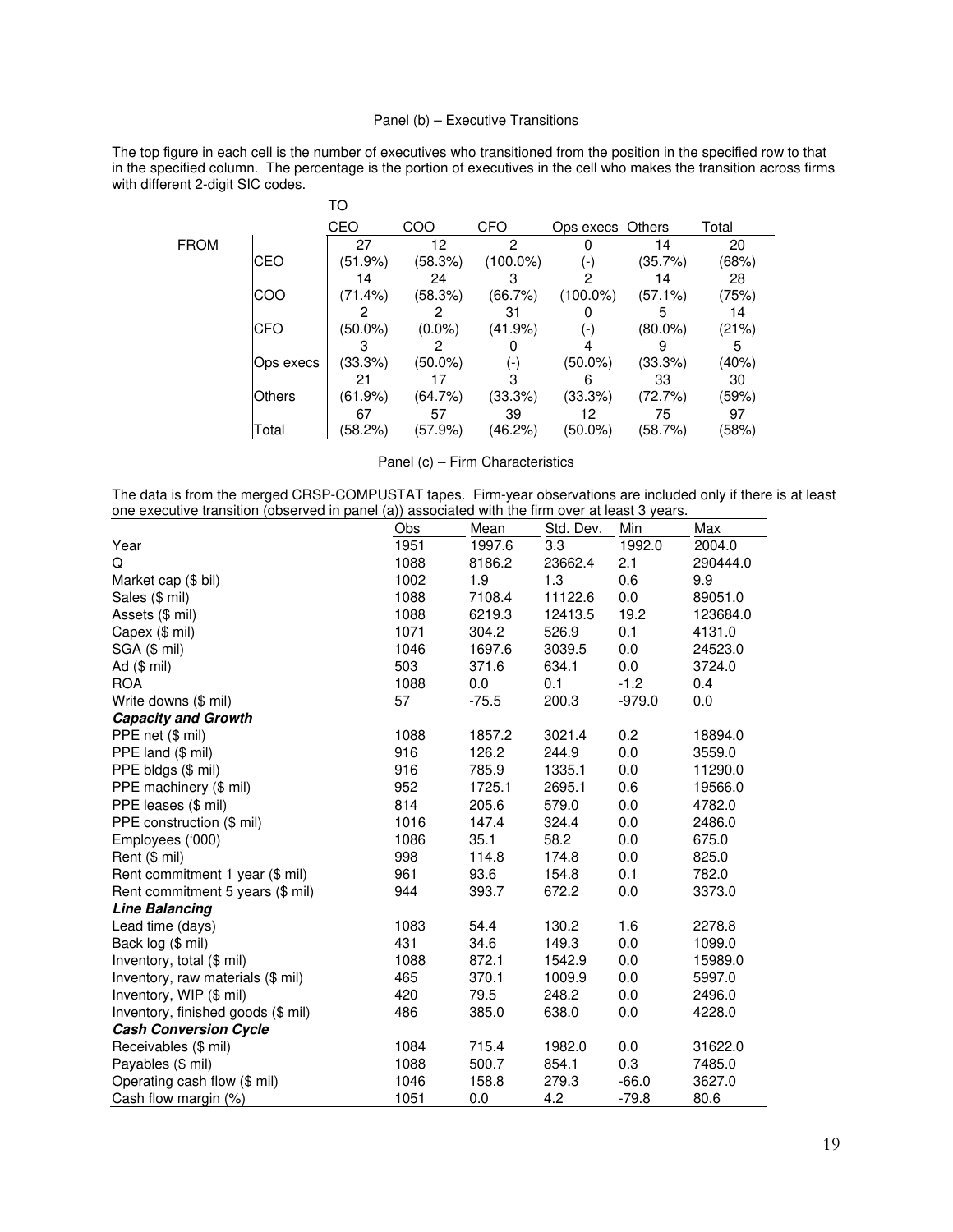Panel (b) – Executive Transitions

The top figure in each cell is the number of executives who transitioned from the position in the specified row to that in the specified column. The percentage is the portion of executives in the cell who makes the transition across firms with different 2-digit SIC codes.

| | | TO | | | | | |
|---|---|---|---|---|---|---|---|
| | | CEO | COO | CFO | Ops execs | Others | Total |
| FROM | CEO | 27 (51.9%) | 12 (58.3%) | 2 (100.0%) | 0 (-) | 14 (35.7%) | 20 (68%) |
| | COO | 14 (71.4%) | 24 (58.3%) | 3 (66.7%) | 2 (100.0%) | 14 (57.1%) | 28 (75%) |
| | CFO | 2 (50.0%) | 2 (0.0%) | 31 (41.9%) | 0 (-) | 5 (80.0%) | 14 (21%) |
| | Ops execs | 3 (33.3%) | 2 (50.0%) | 0 (-) | 4 (50.0%) | 9 (33.3%) | 5 (40%) |
| | Others | 21 (61.9%) | 17 (64.7%) | 3 (33.3%) | 6 (33.3%) | 33 (72.7%) | 30 (59%) |
| | Total | 67 (58.2%) | 57 (57.9%) | 39 (46.2%) | 12 (50.0%) | 75 (58.7%) | 97 (58%) |

Panel (c) – Firm Characteristics

The data is from the merged CRSP-COMPUSTAT tapes. Firm-year observations are included only if there is at least one executive transition (observed in panel (a)) associated with the firm over at least 3 years.

| | Obs | Mean | Std. Dev. | Min | Max |
|---|---|---|---|---|---|
| Year | 1951 | 1997.6 | 3.3 | 1992.0 | 2004.0 |
| Q | 1088 | 8186.2 | 23662.4 | 2.1 | 290444.0 |
| Market cap ($ bil) | 1002 | 1.9 | 1.3 | 0.6 | 9.9 |
| Sales ($ mil) | 1088 | 7108.4 | 11122.6 | 0.0 | 89051.0 |
| Assets ($ mil) | 1088 | 6219.3 | 12413.5 | 19.2 | 123684.0 |
| Capex ($ mil) | 1071 | 304.2 | 526.9 | 0.1 | 4131.0 |
| SGA ($ mil) | 1046 | 1697.6 | 3039.5 | 0.0 | 24523.0 |
| Ad ($ mil) | 503 | 371.6 | 634.1 | 0.0 | 3724.0 |
| ROA | 1088 | 0.0 | 0.1 | -1.2 | 0.4 |
| Write downs ($ mil) | 57 | -75.5 | 200.3 | -979.0 | 0.0 |
| ***Capacity and Growth*** | | | | | |
| PPE net ($ mil) | 1088 | 1857.2 | 3021.4 | 0.2 | 18894.0 |
| PPE land ($ mil) | 916 | 126.2 | 244.9 | 0.0 | 3559.0 |
| PPE bldgs ($ mil) | 916 | 785.9 | 1335.1 | 0.0 | 11290.0 |
| PPE machinery ($ mil) | 952 | 1725.1 | 2695.1 | 0.6 | 19566.0 |
| PPE leases ($ mil) | 814 | 205.6 | 579.0 | 0.0 | 4782.0 |
| PPE construction ($ mil) | 1016 | 147.4 | 324.4 | 0.0 | 2486.0 |
| Employees ('000) | 1086 | 35.1 | 58.2 | 0.0 | 675.0 |
| Rent ($ mil) | 998 | 114.8 | 174.8 | 0.0 | 825.0 |
| Rent commitment 1 year ($ mil) | 961 | 93.6 | 154.8 | 0.1 | 782.0 |
| Rent commitment 5 years ($ mil) | 944 | 393.7 | 672.2 | 0.0 | 3373.0 |
| ***Line Balancing*** | | | | | |
| Lead time (days) | 1083 | 54.4 | 130.2 | 1.6 | 2278.8 |
| Back log ($ mil) | 431 | 34.6 | 149.3 | 0.0 | 1099.0 |
| Inventory, total ($ mil) | 1088 | 872.1 | 1542.9 | 0.0 | 15989.0 |
| Inventory, raw materials ($ mil) | 465 | 370.1 | 1009.9 | 0.0 | 5997.0 |
| Inventory, WIP ($ mil) | 420 | 79.5 | 248.2 | 0.0 | 2496.0 |
| Inventory, finished goods ($ mil) | 486 | 385.0 | 638.0 | 0.0 | 4228.0 |
| ***Cash Conversion Cycle*** | | | | | |
| Receivables ($ mil) | 1084 | 715.4 | 1982.0 | 0.0 | 31622.0 |
| Payables ($ mil) | 1088 | 500.7 | 854.1 | 0.3 | 7485.0 |
| Operating cash flow ($ mil) | 1046 | 158.8 | 279.3 | -66.0 | 3627.0 |
| Cash flow margin (%) | 1051 | 0.0 | 4.2 | -79.8 | 80.6 |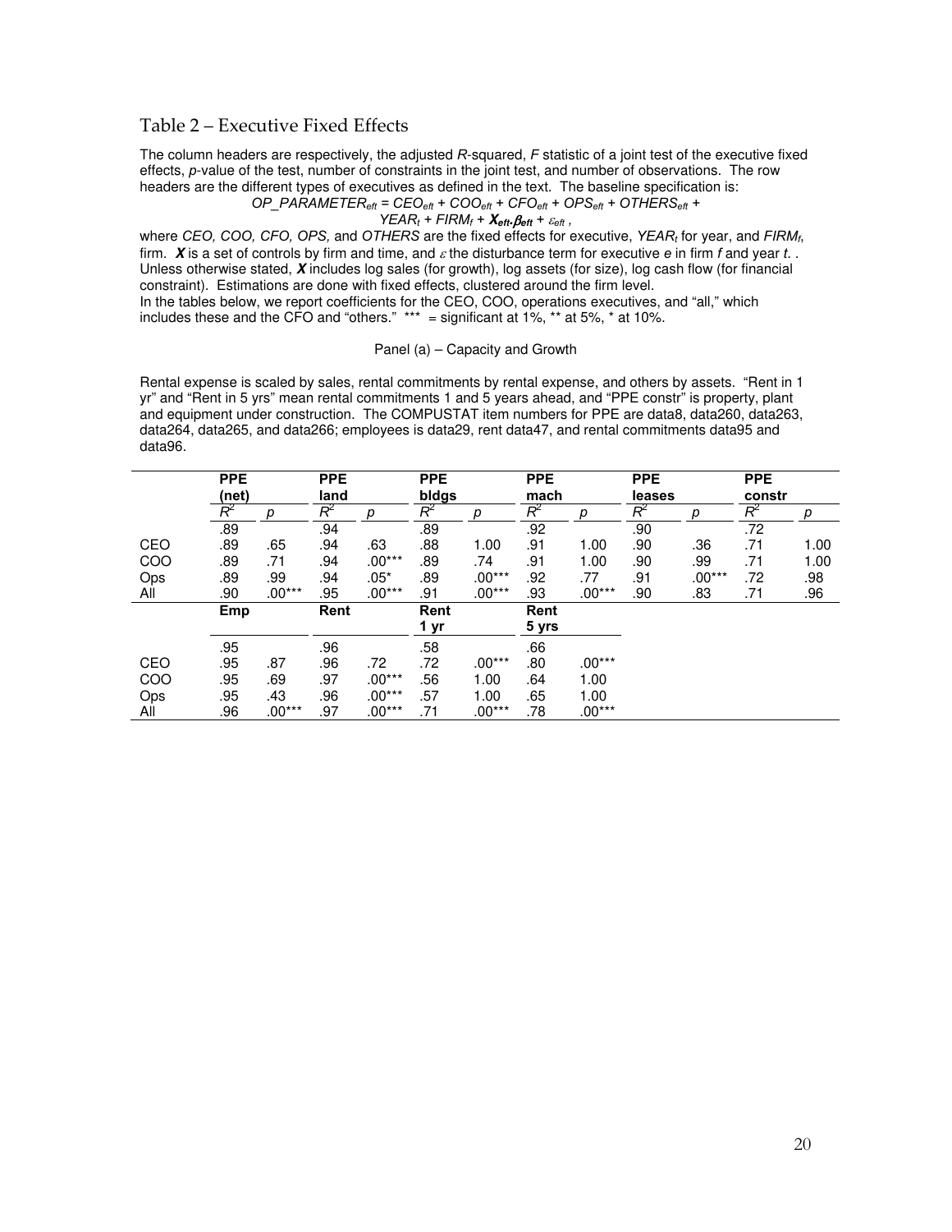## Table 2 – Executive Fixed Effects

The column headers are respectively, the adjusted $R$-squared, $F$ statistic of a joint test of the executive fixed effects, $p$-value of the test, number of constraints in the joint test, and number of observations. The row headers are the different types of executives as defined in the text. The baseline specification is:

$$OP\_PARAMETER_{eft} = CEO_{eft} + COO_{eft} + CFO_{eft} + OPS_{eft} + OTHERS_{eft} + YEAR_t + FIRM_f + \boldsymbol{X}_{eft}.\boldsymbol{\beta}_{eft} + \varepsilon_{eft} ,$$

where $CEO$, $COO$, $CFO$, $OPS$, and $OTHERS$ are the fixed effects for executive, $YEAR_t$ for year, and $FIRM_f$, firm. $\boldsymbol{X}$ is a set of controls by firm and time, and $\varepsilon$ the disturbance term for executive $e$ in firm $f$ and year $t$. . Unless otherwise stated, $\boldsymbol{X}$ includes log sales (for growth), log assets (for size), log cash flow (for financial constraint). Estimations are done with fixed effects, clustered around the firm level.
In the tables below, we report coefficients for the CEO, COO, operations executives, and "all," which includes these and the CFO and "others." *** = significant at 1%, ** at 5%, * at 10%.

Panel (a) – Capacity and Growth

Rental expense is scaled by sales, rental commitments by rental expense, and others by assets. "Rent in 1 yr" and "Rent in 5 yrs" mean rental commitments 1 and 5 years ahead, and "PPE constr" is property, plant and equipment under construction. The COMPUSTAT item numbers for PPE are data8, data260, data263, data264, data265, and data266; employees is data29, rent data47, and rental commitments data95 and data96.

| | **PPE (net)** | | **PPE land** | | **PPE bldgs** | | **PPE mach** | | **PPE leases** | | **PPE constr** | |
|---|---|---|---|---|---|---|---|---|---|---|---|---|
| | $R^2$ | $p$ | $R^2$ | $p$ | $R^2$ | $p$ | $R^2$ | $p$ | $R^2$ | $p$ | $R^2$ | $p$ |
| | .89 | | .94 | | .89 | | .92 | | .90 | | .72 | |
| CEO | .89 | .65 | .94 | .63 | .88 | 1.00 | .91 | 1.00 | .90 | .36 | .71 | 1.00 |
| COO | .89 | .71 | .94 | .00*** | .89 | .74 | .91 | 1.00 | .90 | .99 | .71 | 1.00 |
| Ops | .89 | .99 | .94 | .05* | .89 | .00*** | .92 | .77 | .91 | .00*** | .72 | .98 |
| All | .90 | .00*** | .95 | .00*** | .91 | .00*** | .93 | .00*** | .90 | .83 | .71 | .96 |
| | **Emp** | | **Rent** | | **Rent 1 yr** | | **Rent 5 yrs** | | | | | |
| | .95 | | .96 | | .58 | | .66 | | | | | |
| CEO | .95 | .87 | .96 | .72 | .72 | .00*** | .80 | .00*** | | | | |
| COO | .95 | .69 | .97 | .00*** | .56 | 1.00 | .64 | 1.00 | | | | |
| Ops | .95 | .43 | .96 | .00*** | .57 | 1.00 | .65 | 1.00 | | | | |
| All | .96 | .00*** | .97 | .00*** | .71 | .00*** | .78 | .00*** | | | | |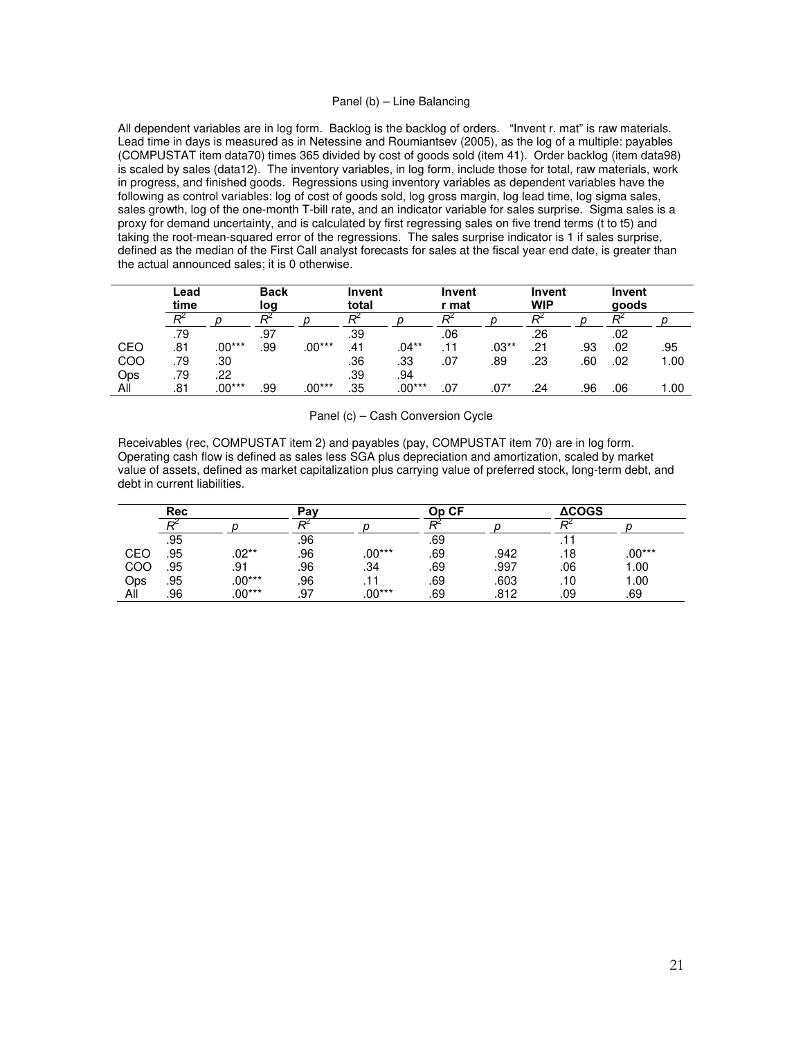Panel (b) – Line Balancing

All dependent variables are in log form. Backlog is the backlog of orders. "Invent r. mat" is raw materials. Lead time in days is measured as in Netessine and Roumiantsev (2005), as the log of a multiple: payables (COMPUSTAT item data70) times 365 divided by cost of goods sold (item 41). Order backlog (item data98) is scaled by sales (data12). The inventory variables, in log form, include those for total, raw materials, work in progress, and finished goods. Regressions using inventory variables as dependent variables have the following as control variables: log of cost of goods sold, log gross margin, log lead time, log sigma sales, sales growth, log of the one-month T-bill rate, and an indicator variable for sales surprise. Sigma sales is a proxy for demand uncertainty, and is calculated by first regressing sales on five trend terms (t to t5) and taking the root-mean-squared error of the regressions. The sales surprise indicator is 1 if sales surprise, defined as the median of the First Call analyst forecasts for sales at the fiscal year end date, is greater than the actual announced sales; it is 0 otherwise.

| | **Lead time** | | **Back log** | | **Invent total** | | **Invent r mat** | | **Invent WIP** | | **Invent goods** | |
|---|---|---|---|---|---|---|---|---|---|---|---|---|
| | $R^2$ | $p$ | $R^2$ | $p$ | $R^2$ | $p$ | $R^2$ | $p$ | $R^2$ | $p$ | $R^2$ | $p$ |
| | .79 | | .97 | | .39 | | .06 | | .26 | | .02 | |
| CEO | .81 | .00*** | .99 | .00*** | .41 | .04** | .11 | .03** | .21 | .93 | .02 | .95 |
| COO | .79 | .30 | | | .36 | .33 | .07 | .89 | .23 | .60 | .02 | 1.00 |
| Ops | .79 | .22 | | | .39 | .94 | | | | | | |
| All | .81 | .00*** | .99 | .00*** | .35 | .00*** | .07 | .07* | .24 | .96 | .06 | 1.00 |

Panel (c) – Cash Conversion Cycle

Receivables (rec, COMPUSTAT item 2) and payables (pay, COMPUSTAT item 70) are in log form. Operating cash flow is defined as sales less SGA plus depreciation and amortization, scaled by market value of assets, defined as market capitalization plus carrying value of preferred stock, long-term debt, and debt in current liabilities.

| | **Rec** | | **Pay** | | **Op CF** | | **ΔCOGS** | |
|---|---|---|---|---|---|---|---|---|
| | $R^2$ | $p$ | $R^2$ | $p$ | $R^2$ | $p$ | $R^2$ | $p$ |
| | .95 | | .96 | | .69 | | .11 | |
| CEO | .95 | .02** | .96 | .00*** | .69 | .942 | .18 | .00*** |
| COO | .95 | .91 | .96 | .34 | .69 | .997 | .06 | 1.00 |
| Ops | .95 | .00*** | .96 | .11 | .69 | .603 | .10 | 1.00 |
| All | .96 | .00*** | .97 | .00*** | .69 | .812 | .09 | .69 |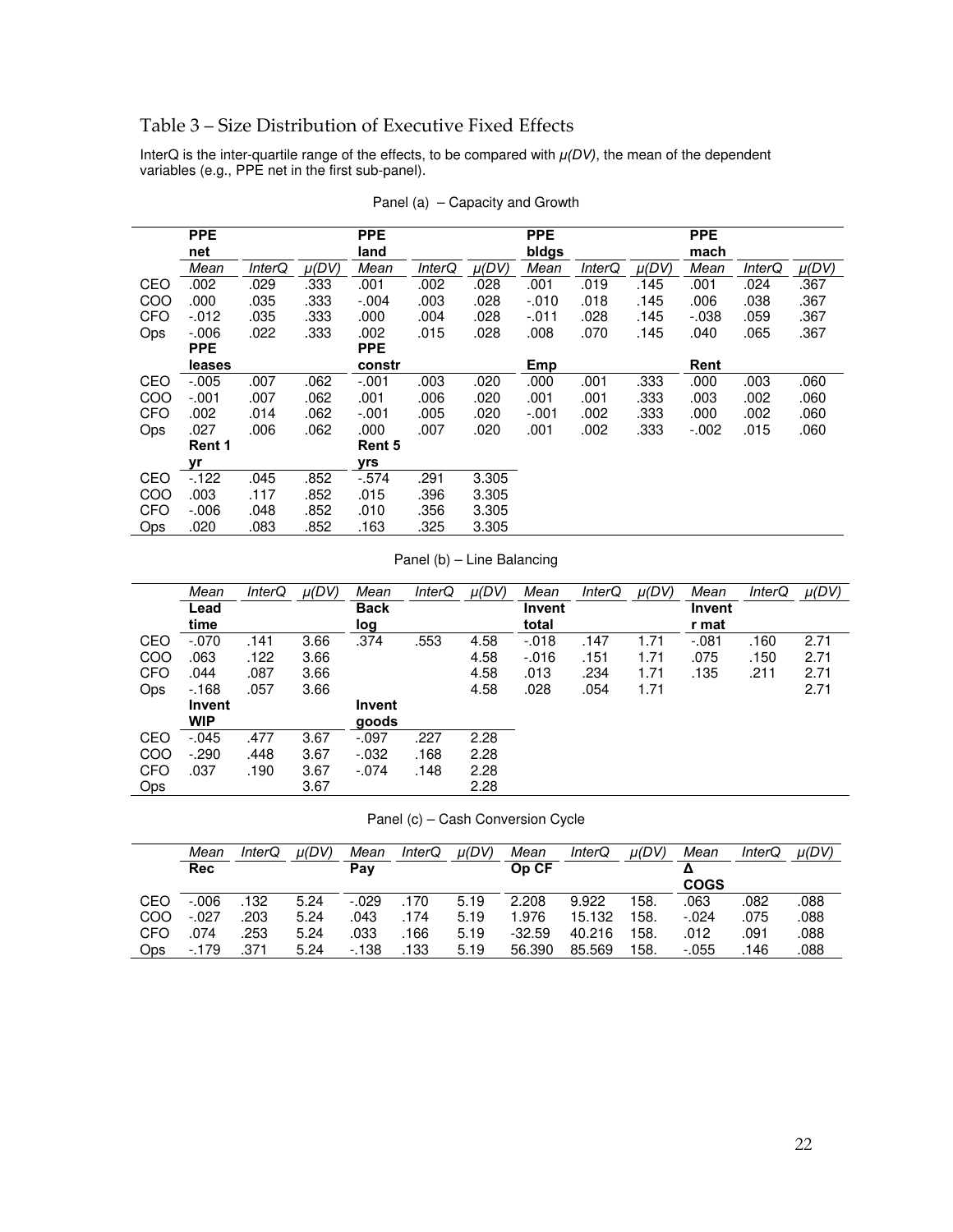## Table 3 – Size Distribution of Executive Fixed Effects

InterQ is the inter-quartile range of the effects, to be compared with *μ(DV)*, the mean of the dependent variables (e.g., PPE net in the first sub-panel).

Panel (a) – Capacity and Growth

| | **PPE net** | | | **PPE land** | | | **PPE bldgs** | | | **PPE mach** | | |
|---|---|---|---|---|---|---|---|---|---|---|---|---|
| | *Mean* | *InterQ* | *μ(DV)* | *Mean* | *InterQ* | *μ(DV)* | *Mean* | *InterQ* | *μ(DV)* | *Mean* | *InterQ* | *μ(DV)* |
| CEO | .002 | .029 | .333 | .001 | .002 | .028 | .001 | .019 | .145 | .001 | .024 | .367 |
| COO | .000 | .035 | .333 | -.004 | .003 | .028 | -.010 | .018 | .145 | .006 | .038 | .367 |
| CFO | -.012 | .035 | .333 | .000 | .004 | .028 | -.011 | .028 | .145 | -.038 | .059 | .367 |
| Ops | -.006 | .022 | .333 | .002 | .015 | .028 | .008 | .070 | .145 | .040 | .065 | .367 |
| | **PPE leases** | | | **PPE constr** | | | **Emp** | | | **Rent** | | |
| CEO | -.005 | .007 | .062 | -.001 | .003 | .020 | .000 | .001 | .333 | .000 | .003 | .060 |
| COO | -.001 | .007 | .062 | .001 | .006 | .020 | .001 | .001 | .333 | .003 | .002 | .060 |
| CFO | .002 | .014 | .062 | -.001 | .005 | .020 | -.001 | .002 | .333 | .000 | .002 | .060 |
| Ops | .027 | .006 | .062 | .000 | .007 | .020 | .001 | .002 | .333 | -.002 | .015 | .060 |
| | **Rent 1 yr** | | | **Rent 5 yrs** | | | | | | | | |
| CEO | -.122 | .045 | .852 | -.574 | .291 | 3.305 | | | | | | |
| COO | .003 | .117 | .852 | .015 | .396 | 3.305 | | | | | | |
| CFO | -.006 | .048 | .852 | .010 | .356 | 3.305 | | | | | | |
| Ops | .020 | .083 | .852 | .163 | .325 | 3.305 | | | | | | |

Panel (b) – Line Balancing

| | *Mean* | *InterQ* | *μ(DV)* | *Mean* | *InterQ* | *μ(DV)* | *Mean* | *InterQ* | *μ(DV)* | *Mean* | *InterQ* | *μ(DV)* |
|---|---|---|---|---|---|---|---|---|---|---|---|---|
| | **Lead time** | | | **Back log** | | | **Invent total** | | | **Invent r mat** | | |
| CEO | -.070 | .141 | 3.66 | .374 | .553 | 4.58 | -.018 | .147 | 1.71 | -.081 | .160 | 2.71 |
| COO | .063 | .122 | 3.66 | | | 4.58 | -.016 | .151 | 1.71 | .075 | .150 | 2.71 |
| CFO | .044 | .087 | 3.66 | | | 4.58 | .013 | .234 | 1.71 | .135 | .211 | 2.71 |
| Ops | -.168 | .057 | 3.66 | | | 4.58 | .028 | .054 | 1.71 | | | 2.71 |
| | **Invent WIP** | | | **Invent goods** | | | | | | | | |
| CEO | -.045 | .477 | 3.67 | -.097 | .227 | 2.28 | | | | | | |
| COO | -.290 | .448 | 3.67 | -.032 | .168 | 2.28 | | | | | | |
| CFO | .037 | .190 | 3.67 | -.074 | .148 | 2.28 | | | | | | |
| Ops | | | 3.67 | | | 2.28 | | | | | | |

Panel (c) – Cash Conversion Cycle

| | *Mean* | *InterQ* | *μ(DV)* | *Mean* | *InterQ* | *μ(DV)* | *Mean* | *InterQ* | *μ(DV)* | *Mean* | *InterQ* | *μ(DV)* |
|---|---|---|---|---|---|---|---|---|---|---|---|---|
| | **Rec** | | | **Pay** | | | **Op CF** | | | **Δ COGS** | | |
| CEO | -.006 | .132 | 5.24 | -.029 | .170 | 5.19 | 2.208 | 9.922 | 158. | .063 | .082 | .088 |
| COO | -.027 | .203 | 5.24 | .043 | .174 | 5.19 | 1.976 | 15.132 | 158. | -.024 | .075 | .088 |
| CFO | .074 | .253 | 5.24 | .033 | .166 | 5.19 | -32.59 | 40.216 | 158. | .012 | .091 | .088 |
| Ops | -.179 | .371 | 5.24 | -.138 | .133 | 5.19 | 56.390 | 85.569 | 158. | -.055 | .146 | .088 |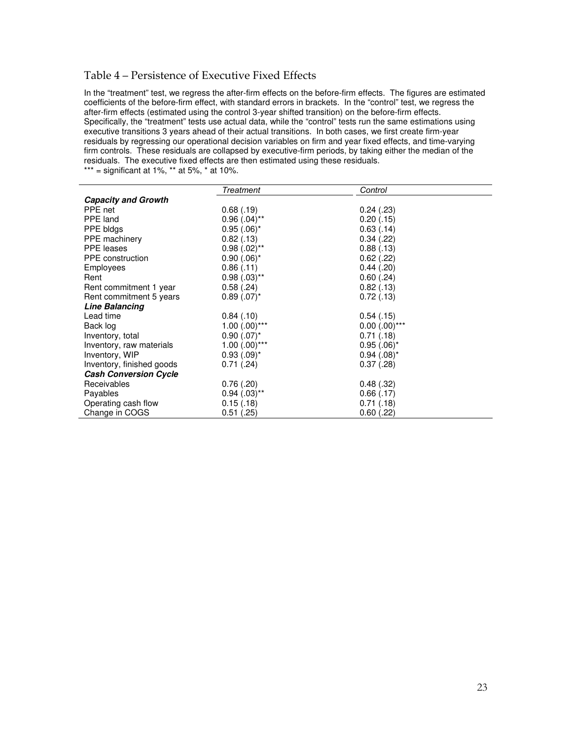## Table 4 – Persistence of Executive Fixed Effects

In the "treatment" test, we regress the after-firm effects on the before-firm effects. The figures are estimated coefficients of the before-firm effect, with standard errors in brackets. In the "control" test, we regress the after-firm effects (estimated using the control 3-year shifted transition) on the before-firm effects. Specifically, the "treatment" tests use actual data, while the "control" tests run the same estimations using executive transitions 3 years ahead of their actual transitions. In both cases, we first create firm-year residuals by regressing our operational decision variables on firm and year fixed effects, and time-varying firm controls. These residuals are collapsed by executive-firm periods, by taking either the median of the residuals. The executive fixed effects are then estimated using these residuals.
*** = significant at 1%, ** at 5%, * at 10%.

| | *Treatment* | *Control* |
|---|---|---|
| ***Capacity and Growth*** | | |
| PPE net | 0.68 (.19) | 0.24 (.23) |
| PPE land | 0.96 (.04)** | 0.20 (.15) |
| PPE bldgs | 0.95 (.06)* | 0.63 (.14) |
| PPE machinery | 0.82 (.13) | 0.34 (.22) |
| PPE leases | 0.98 (.02)** | 0.88 (.13) |
| PPE construction | 0.90 (.06)* | 0.62 (.22) |
| Employees | 0.86 (.11) | 0.44 (.20) |
| Rent | 0.98 (.03)** | 0.60 (.24) |
| Rent commitment 1 year | 0.58 (.24) | 0.82 (.13) |
| Rent commitment 5 years | 0.89 (.07)* | 0.72 (.13) |
| ***Line Balancing*** | | |
| Lead time | 0.84 (.10) | 0.54 (.15) |
| Back log | 1.00 (.00)*** | 0.00 (.00)*** |
| Inventory, total | 0.90 (.07)* | 0.71 (.18) |
| Inventory, raw materials | 1.00 (.00)*** | 0.95 (.06)* |
| Inventory, WIP | 0.93 (.09)* | 0.94 (.08)* |
| Inventory, finished goods | 0.71 (.24) | 0.37 (.28) |
| ***Cash Conversion Cycle*** | | |
| Receivables | 0.76 (.20) | 0.48 (.32) |
| Payables | 0.94 (.03)** | 0.66 (.17) |
| Operating cash flow | 0.15 (.18) | 0.71 (.18) |
| Change in COGS | 0.51 (.25) | 0.60 (.22) |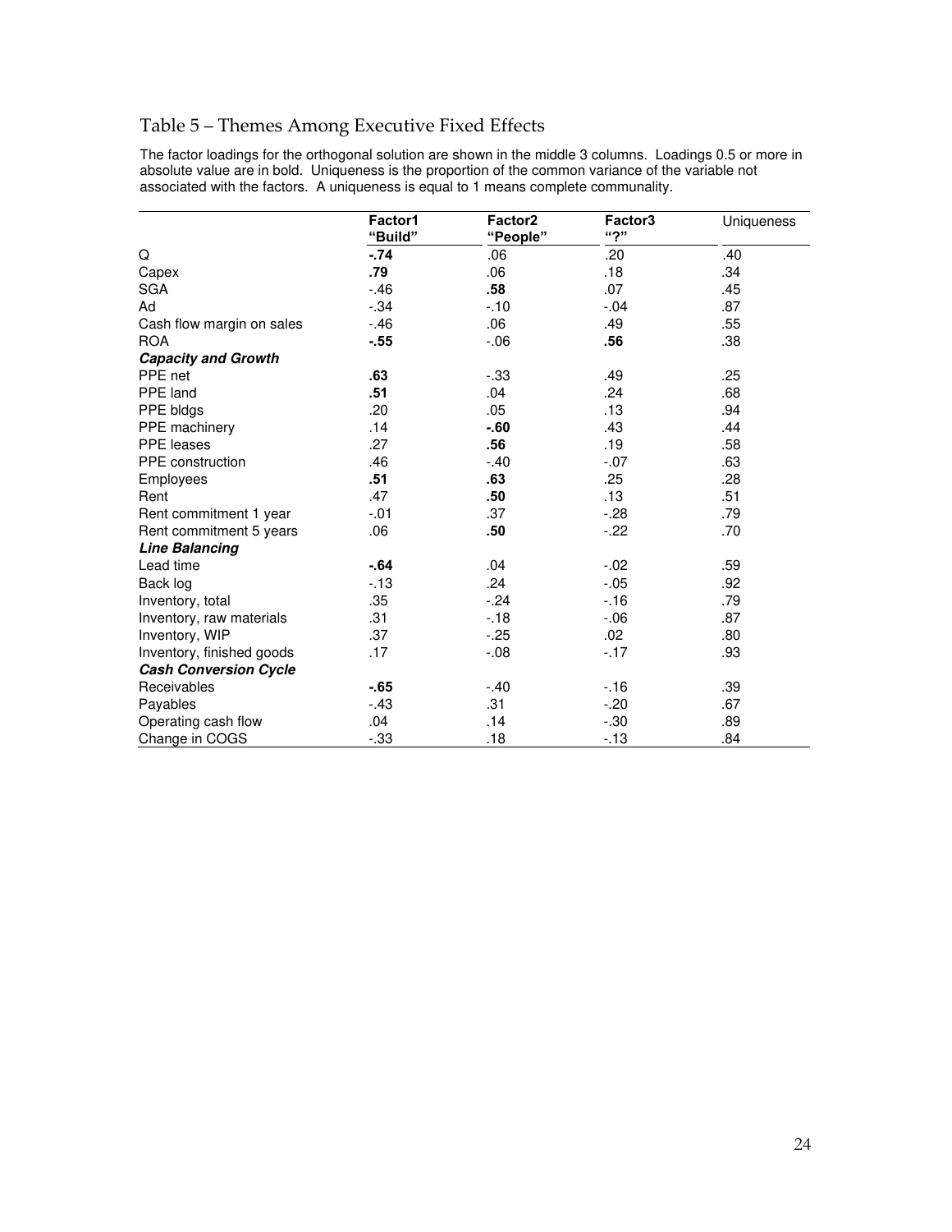## Table 5 – Themes Among Executive Fixed Effects

The factor loadings for the orthogonal solution are shown in the middle 3 columns. Loadings 0.5 or more in absolute value are in bold. Uniqueness is the proportion of the common variance of the variable not associated with the factors. A uniqueness is equal to 1 means complete communality.

| | Factor1 "Build" | Factor2 "People" | Factor3 "?" | Uniqueness |
|---|---|---|---|---|
| Q | **-.74** | .06 | .20 | .40 |
| Capex | **.79** | .06 | .18 | .34 |
| SGA | -.46 | **.58** | .07 | .45 |
| Ad | -.34 | -.10 | -.04 | .87 |
| Cash flow margin on sales | -.46 | .06 | .49 | .55 |
| ROA | **-.55** | -.06 | **.56** | .38 |
| ***Capacity and Growth*** | | | | |
| PPE net | **.63** | -.33 | .49 | .25 |
| PPE land | **.51** | .04 | .24 | .68 |
| PPE bldgs | .20 | .05 | .13 | .94 |
| PPE machinery | .14 | **-.60** | .43 | .44 |
| PPE leases | .27 | **.56** | .19 | .58 |
| PPE construction | .46 | -.40 | -.07 | .63 |
| Employees | **.51** | **.63** | .25 | .28 |
| Rent | .47 | **.50** | .13 | .51 |
| Rent commitment 1 year | -.01 | .37 | -.28 | .79 |
| Rent commitment 5 years | .06 | **.50** | -.22 | .70 |
| ***Line Balancing*** | | | | |
| Lead time | **-.64** | .04 | -.02 | .59 |
| Back log | -.13 | .24 | -.05 | .92 |
| Inventory, total | .35 | -.24 | -.16 | .79 |
| Inventory, raw materials | .31 | -.18 | -.06 | .87 |
| Inventory, WIP | .37 | -.25 | .02 | .80 |
| Inventory, finished goods | .17 | -.08 | -.17 | .93 |
| ***Cash Conversion Cycle*** | | | | |
| Receivables | **-.65** | -.40 | -.16 | .39 |
| Payables | -.43 | .31 | -.20 | .67 |
| Operating cash flow | .04 | .14 | -.30 | .89 |
| Change in COGS | -.33 | .18 | -.13 | .84 |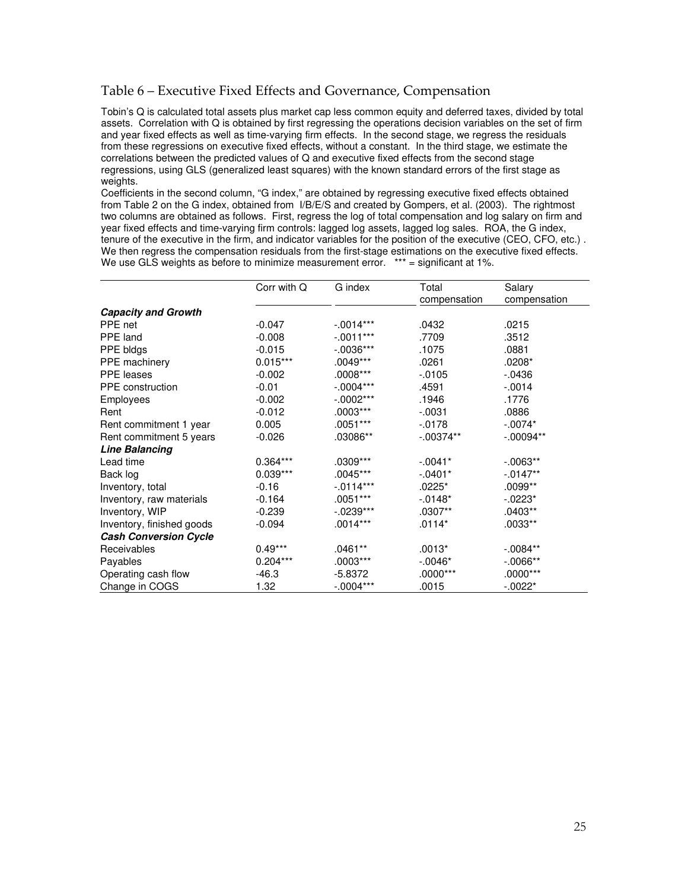## Table 6 – Executive Fixed Effects and Governance, Compensation

Tobin's Q is calculated total assets plus market cap less common equity and deferred taxes, divided by total assets. Correlation with Q is obtained by first regressing the operations decision variables on the set of firm and year fixed effects as well as time-varying firm effects. In the second stage, we regress the residuals from these regressions on executive fixed effects, without a constant. In the third stage, we estimate the correlations between the predicted values of Q and executive fixed effects from the second stage regressions, using GLS (generalized least squares) with the known standard errors of the first stage as weights.

Coefficients in the second column, "G index," are obtained by regressing executive fixed effects obtained from Table 2 on the G index, obtained from I/B/E/S and created by Gompers, et al. (2003). The rightmost two columns are obtained as follows. First, regress the log of total compensation and log salary on firm and year fixed effects and time-varying firm controls: lagged log assets, lagged log sales. ROA, the G index, tenure of the executive in the firm, and indicator variables for the position of the executive (CEO, CFO, etc.) . We then regress the compensation residuals from the first-stage estimations on the executive fixed effects. We use GLS weights as before to minimize measurement error. *** = significant at 1%.

| | Corr with Q | G index | Total compensation | Salary compensation |
|---|---|---|---|---|
| ***Capacity and Growth*** | | | | |
| PPE net | -0.047 | -.0014*** | .0432 | .0215 |
| PPE land | -0.008 | -.0011*** | .7709 | .3512 |
| PPE bldgs | -0.015 | -.0036*** | .1075 | .0881 |
| PPE machinery | 0.015*** | .0049*** | .0261 | .0208* |
| PPE leases | -0.002 | .0008*** | -.0105 | -.0436 |
| PPE construction | -0.01 | -.0004*** | .4591 | -.0014 |
| Employees | -0.002 | -.0002*** | .1946 | .1776 |
| Rent | -0.012 | .0003*** | -.0031 | .0886 |
| Rent commitment 1 year | 0.005 | .0051*** | -.0178 | -.0074* |
| Rent commitment 5 years | -0.026 | .03086** | -.00374** | -.00094** |
| ***Line Balancing*** | | | | |
| Lead time | 0.364*** | .0309*** | -.0041* | -.0063** |
| Back log | 0.039*** | .0045*** | -.0401* | -.0147** |
| Inventory, total | -0.16 | -.0114*** | .0225* | .0099** |
| Inventory, raw materials | -0.164 | .0051*** | -.0148* | -.0223* |
| Inventory, WIP | -0.239 | -.0239*** | .0307** | .0403** |
| Inventory, finished goods | -0.094 | .0014*** | .0114* | .0033** |
| ***Cash Conversion Cycle*** | | | | |
| Receivables | 0.49*** | .0461** | .0013* | -.0084** |
| Payables | 0.204*** | .0003*** | -.0046* | -.0066** |
| Operating cash flow | -46.3 | -5.8372 | .0000*** | .0000*** |
| Change in COGS | 1.32 | -.0004*** | .0015 | -.0022* |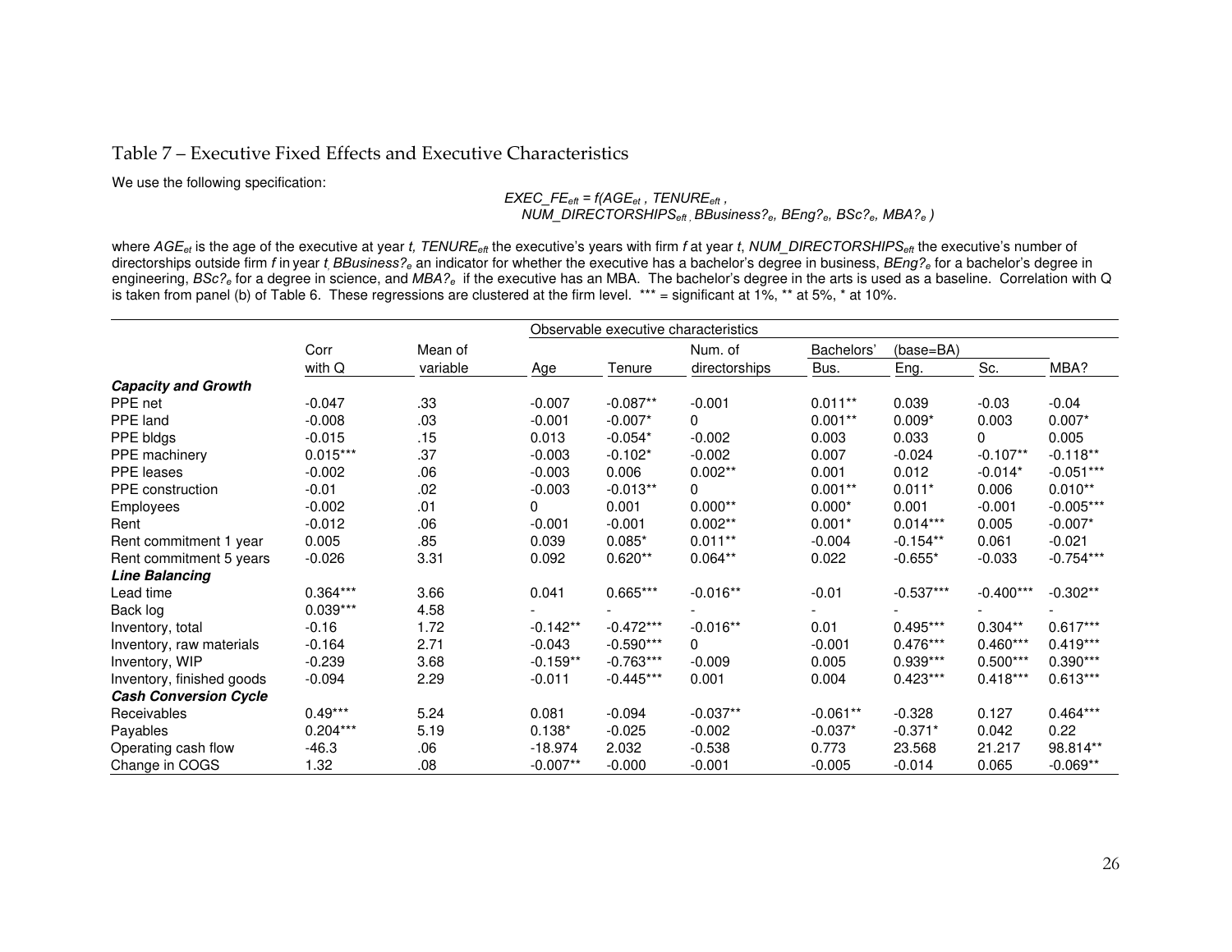## Table 7 – Executive Fixed Effects and Executive Characteristics

We use the following specification:

$$EXEC\_FE_{eft} = f(AGE_{et}, TENURE_{eft}, NUM\_DIRECTORSHIPS_{eft}, BBusiness?_e, BEng?_e, BSc?_e, MBA?_e)$$

where $AGE_{et}$ is the age of the executive at year *t*, $TENURE_{eft}$ the executive's years with firm *f* at year *t*, $NUM\_DIRECTORSHIPS_{eft}$ the executive's number of directorships outside firm *f* in year *t*, $BBusiness?_e$ an indicator for whether the executive has a bachelor's degree in business, $BEng?_e$ for a bachelor's degree in engineering, $BSc?_e$ for a degree in science, and $MBA?_e$ if the executive has an MBA. The bachelor's degree in the arts is used as a baseline. Correlation with Q is taken from panel (b) of Table 6. These regressions are clustered at the firm level. *** = significant at 1%, ** at 5%, * at 10%.

| | Corr | Mean of | Observable executive characteristics | | | | | | |
|---|---|---|---|---|---|---|---|---|---|
| | | | | | Num. of | Bachelors' (base=BA) | | | |
| | with Q | variable | Age | Tenure | directorships | Bus. | Eng. | Sc. | MBA? |
| ***Capacity and Growth*** | | | | | | | | | |
| PPE net | -0.047 | .33 | -0.007 | -0.087** | -0.001 | 0.011** | 0.039 | -0.03 | -0.04 |
| PPE land | -0.008 | .03 | -0.001 | -0.007* | 0 | 0.001** | 0.009* | 0.003 | 0.007* |
| PPE bldgs | -0.015 | .15 | 0.013 | -0.054* | -0.002 | 0.003 | 0.033 | 0 | 0.005 |
| PPE machinery | 0.015*** | .37 | -0.003 | -0.102* | -0.002 | 0.007 | -0.024 | -0.107** | -0.118** |
| PPE leases | -0.002 | .06 | -0.003 | 0.006 | 0.002** | 0.001 | 0.012 | -0.014* | -0.051*** |
| PPE construction | -0.01 | .02 | -0.003 | -0.013** | 0 | 0.001** | 0.011* | 0.006 | 0.010** |
| Employees | -0.002 | .01 | 0 | 0.001 | 0.000** | 0.000* | 0.001 | -0.001 | -0.005*** |
| Rent | -0.012 | .06 | -0.001 | -0.001 | 0.002** | 0.001* | 0.014*** | 0.005 | -0.007* |
| Rent commitment 1 year | 0.005 | .85 | 0.039 | 0.085* | 0.011** | -0.004 | -0.154** | 0.061 | -0.021 |
| Rent commitment 5 years | -0.026 | 3.31 | 0.092 | 0.620** | 0.064** | 0.022 | -0.655* | -0.033 | -0.754*** |
| ***Line Balancing*** | | | | | | | | | |
| Lead time | 0.364*** | 3.66 | 0.041 | 0.665*** | -0.016** | -0.01 | -0.537*** | -0.400*** | -0.302** |
| Back log | 0.039*** | 4.58 | - | - | - | - | - | - | - |
| Inventory, total | -0.16 | 1.72 | -0.142** | -0.472*** | -0.016** | 0.01 | 0.495*** | 0.304** | 0.617*** |
| Inventory, raw materials | -0.164 | 2.71 | -0.043 | -0.590*** | 0 | -0.001 | 0.476*** | 0.460*** | 0.419*** |
| Inventory, WIP | -0.239 | 3.68 | -0.159** | -0.763*** | -0.009 | 0.005 | 0.939*** | 0.500*** | 0.390*** |
| Inventory, finished goods | -0.094 | 2.29 | -0.011 | -0.445*** | 0.001 | 0.004 | 0.423*** | 0.418*** | 0.613*** |
| ***Cash Conversion Cycle*** | | | | | | | | | |
| Receivables | 0.49*** | 5.24 | 0.081 | -0.094 | -0.037** | -0.061** | -0.328 | 0.127 | 0.464*** |
| Payables | 0.204*** | 5.19 | 0.138* | -0.025 | -0.002 | -0.037* | -0.371* | 0.042 | 0.22 |
| Operating cash flow | -46.3 | .06 | -18.974 | 2.032 | -0.538 | 0.773 | 23.568 | 21.217 | 98.814** |
| Change in COGS | 1.32 | .08 | -0.007** | -0.000 | -0.001 | -0.005 | -0.014 | 0.065 | -0.069** |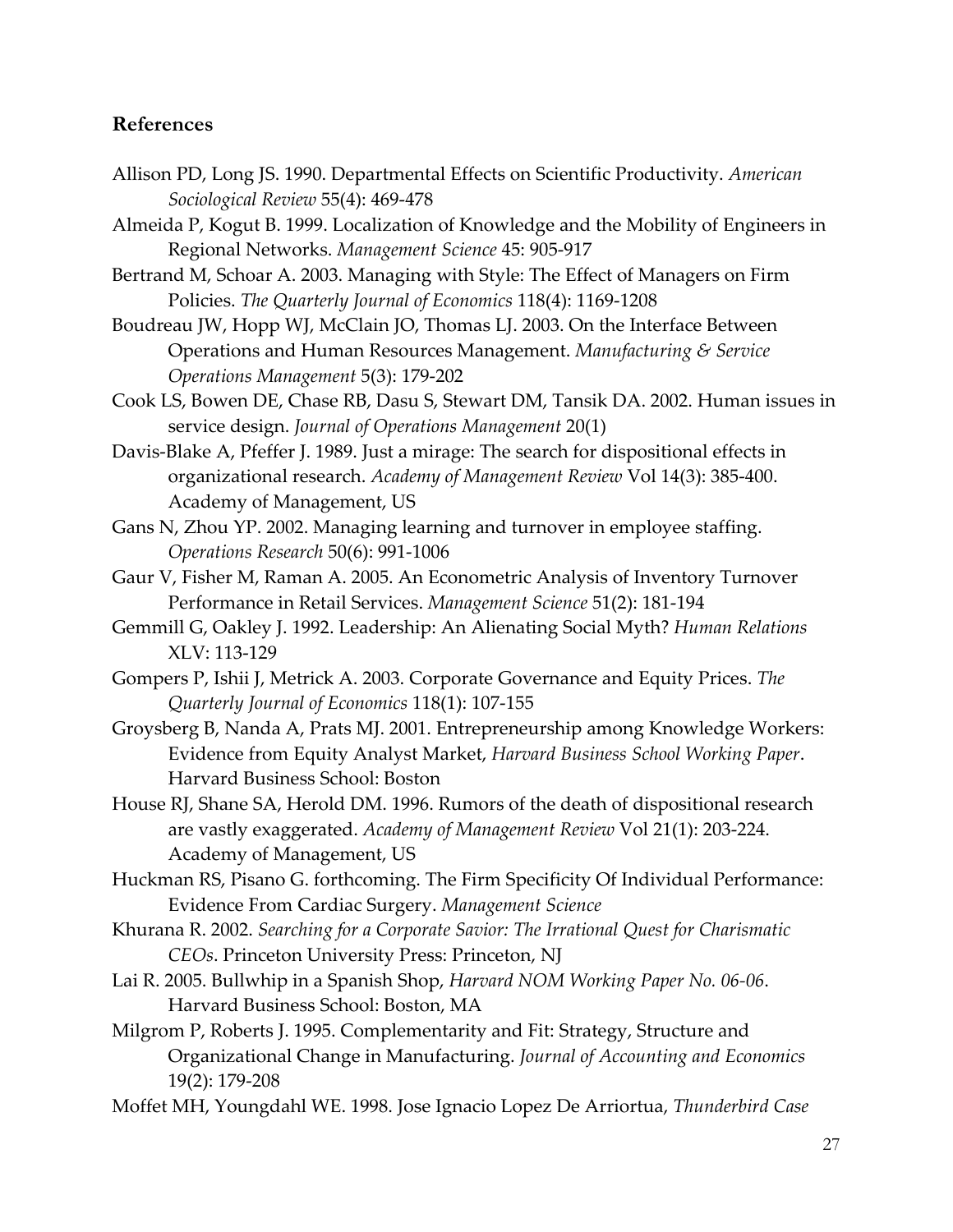## References

Allison PD, Long JS. 1990. Departmental Effects on Scientific Productivity. *American Sociological Review* 55(4): 469-478

Almeida P, Kogut B. 1999. Localization of Knowledge and the Mobility of Engineers in Regional Networks. *Management Science* 45: 905-917

Bertrand M, Schoar A. 2003. Managing with Style: The Effect of Managers on Firm Policies. *The Quarterly Journal of Economics* 118(4): 1169-1208

Boudreau JW, Hopp WJ, McClain JO, Thomas LJ. 2003. On the Interface Between Operations and Human Resources Management. *Manufacturing & Service Operations Management* 5(3): 179-202

Cook LS, Bowen DE, Chase RB, Dasu S, Stewart DM, Tansik DA. 2002. Human issues in service design. *Journal of Operations Management* 20(1)

Davis-Blake A, Pfeffer J. 1989. Just a mirage: The search for dispositional effects in organizational research. *Academy of Management Review* Vol 14(3): 385-400. Academy of Management, US

Gans N, Zhou YP. 2002. Managing learning and turnover in employee staffing. *Operations Research* 50(6): 991-1006

Gaur V, Fisher M, Raman A. 2005. An Econometric Analysis of Inventory Turnover Performance in Retail Services. *Management Science* 51(2): 181-194

Gemmill G, Oakley J. 1992. Leadership: An Alienating Social Myth? *Human Relations* XLV: 113-129

Gompers P, Ishii J, Metrick A. 2003. Corporate Governance and Equity Prices. *The Quarterly Journal of Economics* 118(1): 107-155

Groysberg B, Nanda A, Prats MJ. 2001. Entrepreneurship among Knowledge Workers: Evidence from Equity Analyst Market, *Harvard Business School Working Paper*. Harvard Business School: Boston

House RJ, Shane SA, Herold DM. 1996. Rumors of the death of dispositional research are vastly exaggerated. *Academy of Management Review* Vol 21(1): 203-224. Academy of Management, US

Huckman RS, Pisano G. forthcoming. The Firm Specificity Of Individual Performance: Evidence From Cardiac Surgery. *Management Science*

Khurana R. 2002. *Searching for a Corporate Savior: The Irrational Quest for Charismatic CEOs*. Princeton University Press: Princeton, NJ

Lai R. 2005. Bullwhip in a Spanish Shop, *Harvard NOM Working Paper No. 06-06*. Harvard Business School: Boston, MA

Milgrom P, Roberts J. 1995. Complementarity and Fit: Strategy, Structure and Organizational Change in Manufacturing. *Journal of Accounting and Economics* 19(2): 179-208

Moffet MH, Youngdahl WE. 1998. Jose Ignacio Lopez De Arriortua, *Thunderbird Case*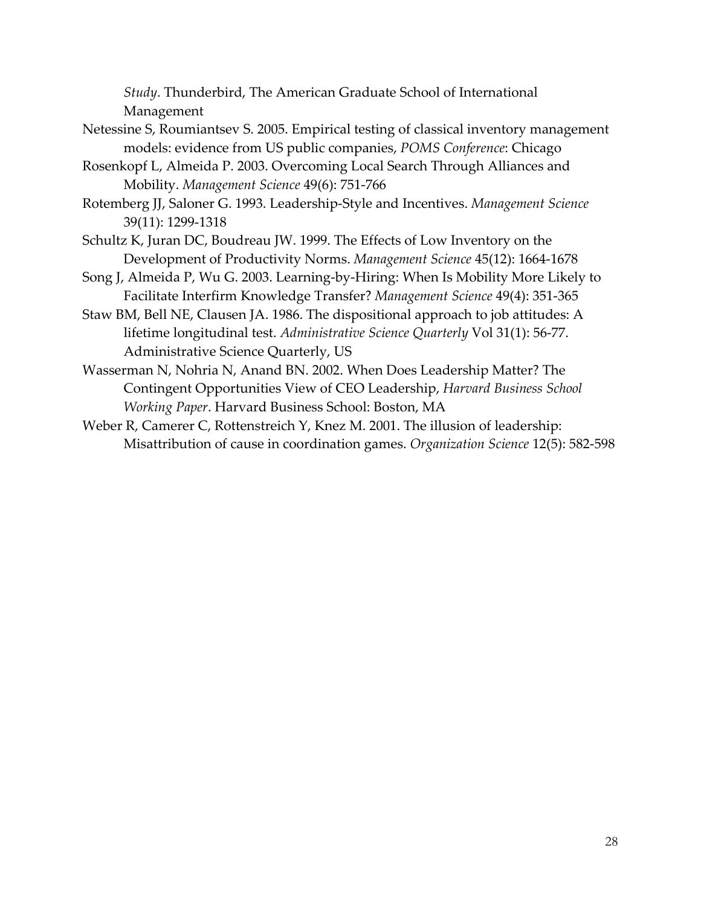*Study*. Thunderbird, The American Graduate School of International Management

Netessine S, Roumiantsev S. 2005. Empirical testing of classical inventory management models: evidence from US public companies, *POMS Conference*: Chicago

Rosenkopf L, Almeida P. 2003. Overcoming Local Search Through Alliances and Mobility. *Management Science* 49(6): 751-766

Rotemberg JJ, Saloner G. 1993. Leadership-Style and Incentives. *Management Science* 39(11): 1299-1318

Schultz K, Juran DC, Boudreau JW. 1999. The Effects of Low Inventory on the Development of Productivity Norms. *Management Science* 45(12): 1664-1678

Song J, Almeida P, Wu G. 2003. Learning-by-Hiring: When Is Mobility More Likely to Facilitate Interfirm Knowledge Transfer? *Management Science* 49(4): 351-365

Staw BM, Bell NE, Clausen JA. 1986. The dispositional approach to job attitudes: A lifetime longitudinal test. *Administrative Science Quarterly* Vol 31(1): 56-77. Administrative Science Quarterly, US

Wasserman N, Nohria N, Anand BN. 2002. When Does Leadership Matter? The Contingent Opportunities View of CEO Leadership, *Harvard Business School Working Paper*. Harvard Business School: Boston, MA

Weber R, Camerer C, Rottenstreich Y, Knez M. 2001. The illusion of leadership: Misattribution of cause in coordination games. *Organization Science* 12(5): 582-598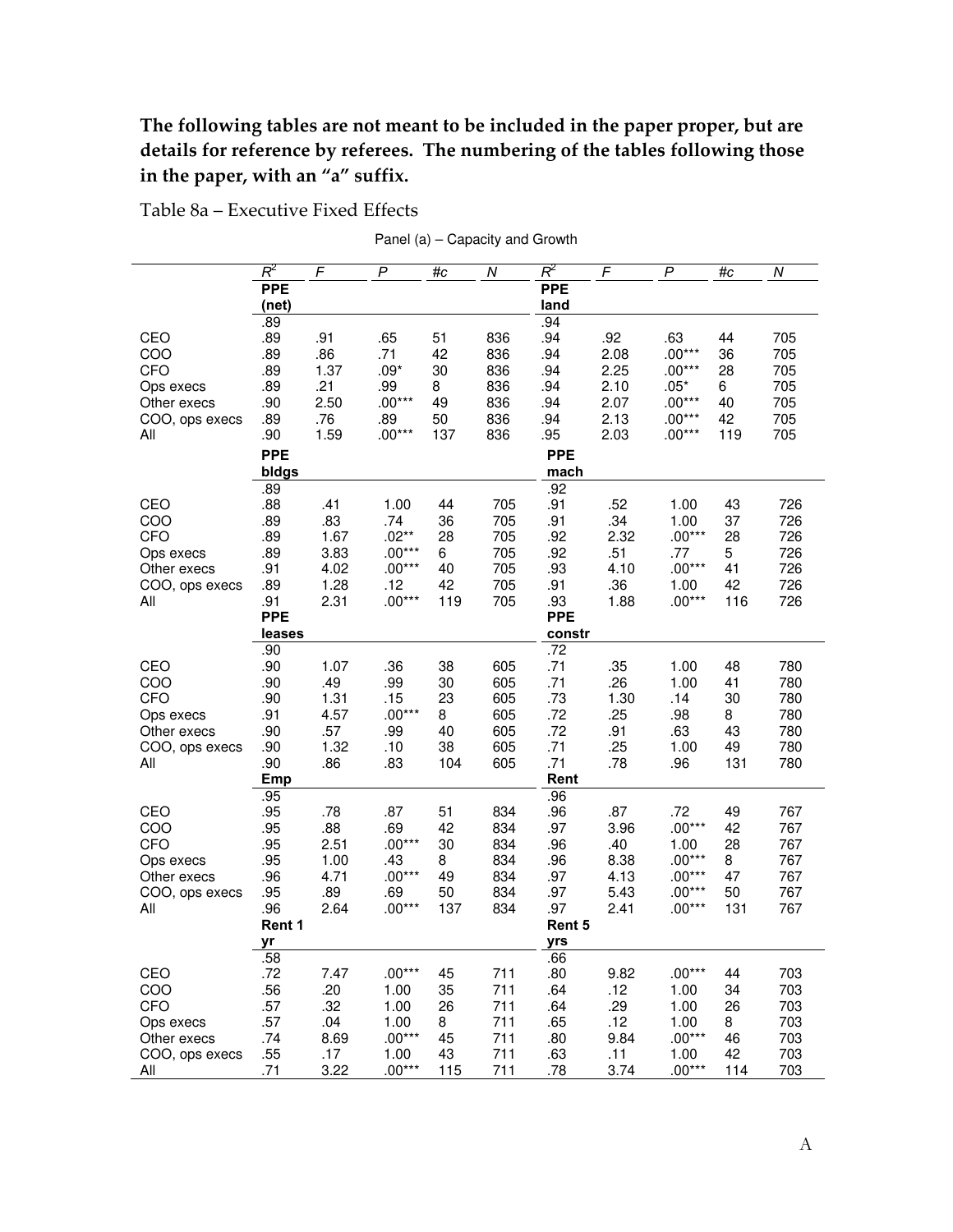**The following tables are not meant to be included in the paper proper, but are details for reference by referees. The numbering of the tables following those in the paper, with an "a" suffix.**

Table 8a – Executive Fixed Effects

Panel (a) – Capacity and Growth

| | $R^2$ | $F$ | $P$ | #c | $N$ | $R^2$ | $F$ | $P$ | #c | $N$ |
|---|---|---|---|---|---|---|---|---|---|---|
| | **PPE (net)** | | | | | **PPE land** | | | | |
| | .89 | | | | | .94 | | | | |
| CEO | .89 | .91 | .65 | 51 | 836 | .94 | .92 | .63 | 44 | 705 |
| COO | .89 | .86 | .71 | 42 | 836 | .94 | 2.08 | .00*** | 36 | 705 |
| CFO | .89 | 1.37 | .09* | 30 | 836 | .94 | 2.25 | .00*** | 28 | 705 |
| Ops execs | .89 | .21 | .99 | 8 | 836 | .94 | 2.10 | .05* | 6 | 705 |
| Other execs | .90 | 2.50 | .00*** | 49 | 836 | .94 | 2.07 | .00*** | 40 | 705 |
| COO, ops execs | .89 | .76 | .89 | 50 | 836 | .94 | 2.13 | .00*** | 42 | 705 |
| All | .90 | 1.59 | .00*** | 137 | 836 | .95 | 2.03 | .00*** | 119 | 705 |
| | **PPE bldgs** | | | | | **PPE mach** | | | | |
| | .89 | | | | | .92 | | | | |
| CEO | .88 | .41 | 1.00 | 44 | 705 | .91 | .52 | 1.00 | 43 | 726 |
| COO | .89 | .83 | .74 | 36 | 705 | .91 | .34 | 1.00 | 37 | 726 |
| CFO | .89 | 1.67 | .02** | 28 | 705 | .92 | 2.32 | .00*** | 28 | 726 |
| Ops execs | .89 | 3.83 | .00*** | 6 | 705 | .92 | .51 | .77 | 5 | 726 |
| Other execs | .91 | 4.02 | .00*** | 40 | 705 | .93 | 4.10 | .00*** | 41 | 726 |
| COO, ops execs | .89 | 1.28 | .12 | 42 | 705 | .91 | .36 | 1.00 | 42 | 726 |
| All | .91 | 2.31 | .00*** | 119 | 705 | .93 | 1.88 | .00*** | 116 | 726 |
| | **PPE leases** | | | | | **PPE constr** | | | | |
| | .90 | | | | | .72 | | | | |
| CEO | .90 | 1.07 | .36 | 38 | 605 | .71 | .35 | 1.00 | 48 | 780 |
| COO | .90 | .49 | .99 | 30 | 605 | .71 | .26 | 1.00 | 41 | 780 |
| CFO | .90 | 1.31 | .15 | 23 | 605 | .73 | 1.30 | .14 | 30 | 780 |
| Ops execs | .91 | 4.57 | .00*** | 8 | 605 | .72 | .25 | .98 | 8 | 780 |
| Other execs | .90 | .57 | .99 | 40 | 605 | .72 | .91 | .63 | 43 | 780 |
| COO, ops execs | .90 | 1.32 | .10 | 38 | 605 | .71 | .25 | 1.00 | 49 | 780 |
| All | .90 | .86 | .83 | 104 | 605 | .71 | .78 | .96 | 131 | 780 |
| | **Emp** | | | | | **Rent** | | | | |
| | .95 | | | | | .96 | | | | |
| CEO | .95 | .78 | .87 | 51 | 834 | .96 | .87 | .72 | 49 | 767 |
| COO | .95 | .88 | .69 | 42 | 834 | .97 | 3.96 | .00*** | 42 | 767 |
| CFO | .95 | 2.51 | .00*** | 30 | 834 | .96 | .40 | 1.00 | 28 | 767 |
| Ops execs | .95 | 1.00 | .43 | 8 | 834 | .96 | 8.38 | .00*** | 8 | 767 |
| Other execs | .96 | 4.71 | .00*** | 49 | 834 | .97 | 4.13 | .00*** | 47 | 767 |
| COO, ops execs | .95 | .89 | .69 | 50 | 834 | .97 | 5.43 | .00*** | 50 | 767 |
| All | .96 | 2.64 | .00*** | 137 | 834 | .97 | 2.41 | .00*** | 131 | 767 |
| | **Rent 1 yr** | | | | | **Rent 5 yrs** | | | | |
| | .58 | | | | | .66 | | | | |
| CEO | .72 | 7.47 | .00*** | 45 | 711 | .80 | 9.82 | .00*** | 44 | 703 |
| COO | .56 | .20 | 1.00 | 35 | 711 | .64 | .12 | 1.00 | 34 | 703 |
| CFO | .57 | .32 | 1.00 | 26 | 711 | .64 | .29 | 1.00 | 26 | 703 |
| Ops execs | .57 | .04 | 1.00 | 8 | 711 | .65 | .12 | 1.00 | 8 | 703 |
| Other execs | .74 | 8.69 | .00*** | 45 | 711 | .80 | 9.84 | .00*** | 46 | 703 |
| COO, ops execs | .55 | .17 | 1.00 | 43 | 711 | .63 | .11 | 1.00 | 42 | 703 |
| All | .71 | 3.22 | .00*** | 115 | 711 | .78 | 3.74 | .00*** | 114 | 703 |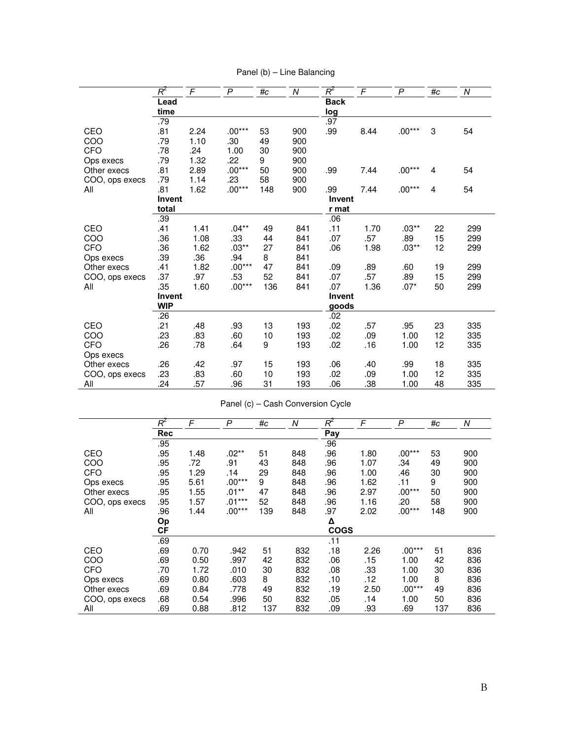Panel (b) – Line Balancing

| | $R^2$ | $F$ | $P$ | #c | $N$ | $R^2$ | $F$ | $P$ | #c | $N$ |
|---|---|---|---|---|---|---|---|---|---|---|
| | **Lead time** | | | | | **Back log** | | | | |
| | .79 | | | | | .97 | | | | |
| CEO | .81 | 2.24 | .00*** | 53 | 900 | .99 | 8.44 | .00*** | 3 | 54 |
| COO | .79 | 1.10 | .30 | 49 | 900 | | | | | |
| CFO | .78 | .24 | 1.00 | 30 | 900 | | | | | |
| Ops execs | .79 | 1.32 | .22 | 9 | 900 | | | | | |
| Other execs | .81 | 2.89 | .00*** | 50 | 900 | .99 | 7.44 | .00*** | 4 | 54 |
| COO, ops execs | .79 | 1.14 | .23 | 58 | 900 | | | | | |
| All | .81 | 1.62 | .00*** | 148 | 900 | .99 | 7.44 | .00*** | 4 | 54 |
| | **Invent total** | | | | | **Invent r mat** | | | | |
| | .39 | | | | | .06 | | | | |
| CEO | .41 | 1.41 | .04** | 49 | 841 | .11 | 1.70 | .03** | 22 | 299 |
| COO | .36 | 1.08 | .33 | 44 | 841 | .07 | .57 | .89 | 15 | 299 |
| CFO | .36 | 1.62 | .03** | 27 | 841 | .06 | 1.98 | .03** | 12 | 299 |
| Ops execs | .39 | .36 | .94 | 8 | 841 | | | | | |
| Other execs | .41 | 1.82 | .00*** | 47 | 841 | .09 | .89 | .60 | 19 | 299 |
| COO, ops execs | .37 | .97 | .53 | 52 | 841 | .07 | .57 | .89 | 15 | 299 |
| All | .35 | 1.60 | .00*** | 136 | 841 | .07 | 1.36 | .07* | 50 | 299 |
| | **Invent WIP** | | | | | **Invent goods** | | | | |
| | .26 | | | | | .02 | | | | |
| CEO | .21 | .48 | .93 | 13 | 193 | .02 | .57 | .95 | 23 | 335 |
| COO | .23 | .83 | .60 | 10 | 193 | .02 | .09 | 1.00 | 12 | 335 |
| CFO | .26 | .78 | .64 | 9 | 193 | .02 | .16 | 1.00 | 12 | 335 |
| Ops execs | | | | | | | | | | |
| Other execs | .26 | .42 | .97 | 15 | 193 | .06 | .40 | .99 | 18 | 335 |
| COO, ops execs | .23 | .83 | .60 | 10 | 193 | .02 | .09 | 1.00 | 12 | 335 |
| All | .24 | .57 | .96 | 31 | 193 | .06 | .38 | 1.00 | 48 | 335 |

Panel (c) – Cash Conversion Cycle

| | $R^2$ | $F$ | $P$ | #c | $N$ | $R^2$ | $F$ | $P$ | #c | $N$ |
|---|---|---|---|---|---|---|---|---|---|---|
| | **Rec** | | | | | **Pay** | | | | |
| | .95 | | | | | .96 | | | | |
| CEO | .95 | 1.48 | .02** | 51 | 848 | .96 | 1.80 | .00*** | 53 | 900 |
| COO | .95 | .72 | .91 | 43 | 848 | .96 | 1.07 | .34 | 49 | 900 |
| CFO | .95 | 1.29 | .14 | 29 | 848 | .96 | 1.00 | .46 | 30 | 900 |
| Ops execs | .95 | 5.61 | .00*** | 9 | 848 | .96 | 1.62 | .11 | 9 | 900 |
| Other execs | .95 | 1.55 | .01** | 47 | 848 | .96 | 2.97 | .00*** | 50 | 900 |
| COO, ops execs | .95 | 1.57 | .01*** | 52 | 848 | .96 | 1.16 | .20 | 58 | 900 |
| All | .96 | 1.44 | .00*** | 139 | 848 | .97 | 2.02 | .00*** | 148 | 900 |
| | **Op CF** | | | | | **Δ COGS** | | | | |
| | .69 | | | | | .11 | | | | |
| CEO | .69 | 0.70 | .942 | 51 | 832 | .18 | 2.26 | .00*** | 51 | 836 |
| COO | .69 | 0.50 | .997 | 42 | 832 | .06 | .15 | 1.00 | 42 | 836 |
| CFO | .70 | 1.72 | .010 | 30 | 832 | .08 | .33 | 1.00 | 30 | 836 |
| Ops execs | .69 | 0.80 | .603 | 8 | 832 | .10 | .12 | 1.00 | 8 | 836 |
| Other execs | .69 | 0.84 | .778 | 49 | 832 | .19 | 2.50 | .00*** | 49 | 836 |
| COO, ops execs | .68 | 0.54 | .996 | 50 | 832 | .05 | .14 | 1.00 | 50 | 836 |
| All | .69 | 0.88 | .812 | 137 | 832 | .09 | .93 | .69 | 137 | 836 |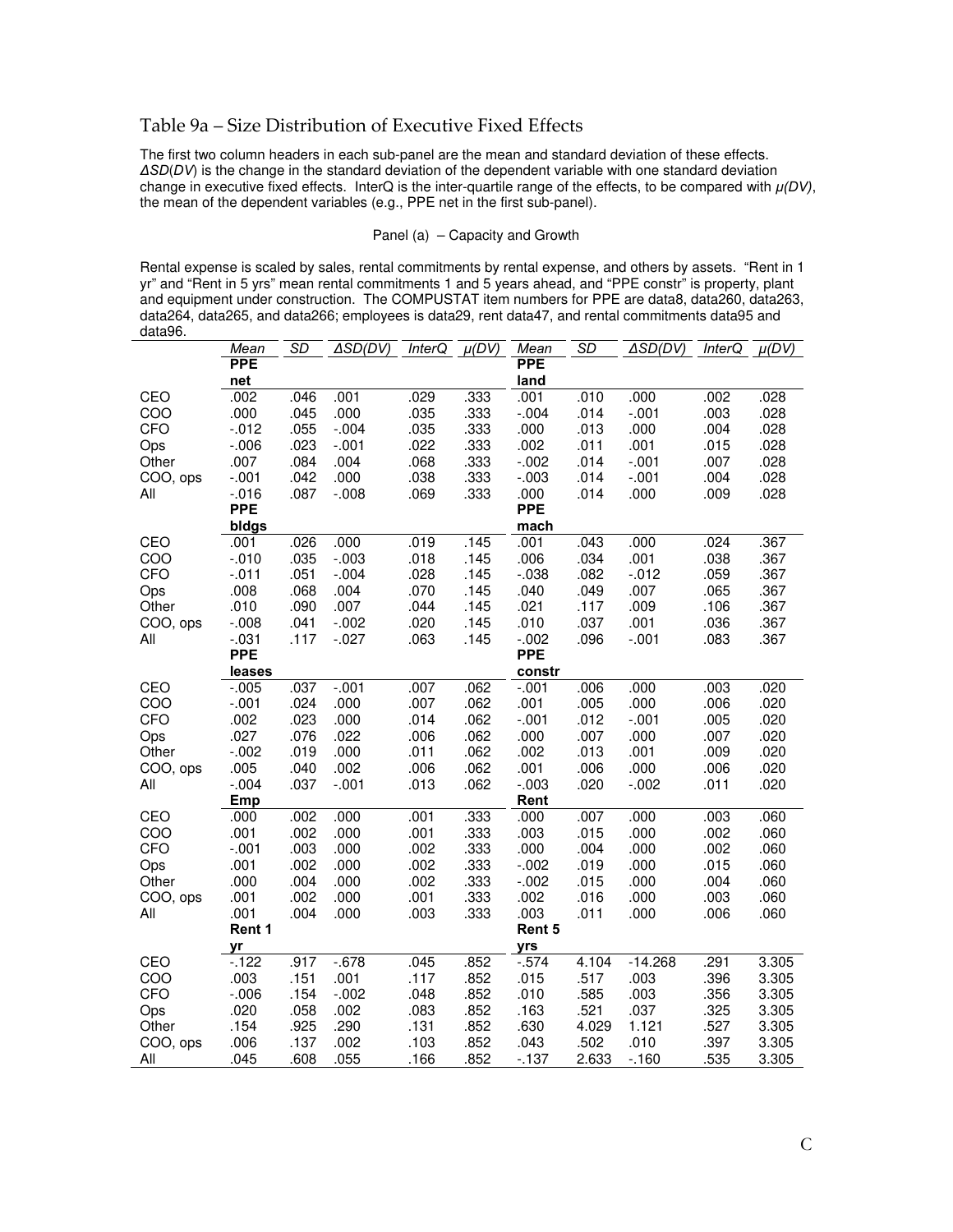## Table 9a – Size Distribution of Executive Fixed Effects

The first two column headers in each sub-panel are the mean and standard deviation of these effects. *ΔSD*(*DV*) is the change in the standard deviation of the dependent variable with one standard deviation change in executive fixed effects. InterQ is the inter-quartile range of the effects, to be compared with *μ(DV)*, the mean of the dependent variables (e.g., PPE net in the first sub-panel).

Panel (a) – Capacity and Growth

Rental expense is scaled by sales, rental commitments by rental expense, and others by assets. "Rent in 1 yr" and "Rent in 5 yrs" mean rental commitments 1 and 5 years ahead, and "PPE constr" is property, plant and equipment under construction. The COMPUSTAT item numbers for PPE are data8, data260, data263, data264, data265, and data266; employees is data29, rent data47, and rental commitments data95 and data96.

| | *Mean* | *SD* | *ΔSD(DV)* | *InterQ* | *μ(DV)* | *Mean* | *SD* | *ΔSD(DV)* | *InterQ* | *μ(DV)* |
|---|---|---|---|---|---|---|---|---|---|---|
| | **PPE net** | | | | | **PPE land** | | | | |
| CEO | .002 | .046 | .001 | .029 | .333 | .001 | .010 | .000 | .002 | .028 |
| COO | .000 | .045 | .000 | .035 | .333 | -.004 | .014 | -.001 | .003 | .028 |
| CFO | -.012 | .055 | -.004 | .035 | .333 | .000 | .013 | .000 | .004 | .028 |
| Ops | -.006 | .023 | -.001 | .022 | .333 | .002 | .011 | .001 | .015 | .028 |
| Other | .007 | .084 | .004 | .068 | .333 | -.002 | .014 | -.001 | .007 | .028 |
| COO, ops | -.001 | .042 | .000 | .038 | .333 | -.003 | .014 | -.001 | .004 | .028 |
| All | -.016 | .087 | -.008 | .069 | .333 | .000 | .014 | .000 | .009 | .028 |
| | **PPE bldgs** | | | | | **PPE mach** | | | | |
| CEO | .001 | .026 | .000 | .019 | .145 | .001 | .043 | .000 | .024 | .367 |
| COO | -.010 | .035 | -.003 | .018 | .145 | .006 | .034 | .001 | .038 | .367 |
| CFO | -.011 | .051 | -.004 | .028 | .145 | -.038 | .082 | -.012 | .059 | .367 |
| Ops | .008 | .068 | .004 | .070 | .145 | .040 | .049 | .007 | .065 | .367 |
| Other | .010 | .090 | .007 | .044 | .145 | .021 | .117 | .009 | .106 | .367 |
| COO, ops | -.008 | .041 | -.002 | .020 | .145 | .010 | .037 | .001 | .036 | .367 |
| All | -.031 | .117 | -.027 | .063 | .145 | -.002 | .096 | -.001 | .083 | .367 |
| | **PPE leases** | | | | | **PPE constr** | | | | |
| CEO | -.005 | .037 | -.001 | .007 | .062 | -.001 | .006 | .000 | .003 | .020 |
| COO | -.001 | .024 | .000 | .007 | .062 | .001 | .005 | .000 | .006 | .020 |
| CFO | .002 | .023 | .000 | .014 | .062 | -.001 | .012 | -.001 | .005 | .020 |
| Ops | .027 | .076 | .022 | .006 | .062 | .000 | .007 | .000 | .007 | .020 |
| Other | -.002 | .019 | .000 | .011 | .062 | .002 | .013 | .001 | .009 | .020 |
| COO, ops | .005 | .040 | .002 | .006 | .062 | .001 | .006 | .000 | .006 | .020 |
| All | -.004 | .037 | -.001 | .013 | .062 | -.003 | .020 | -.002 | .011 | .020 |
| | **Emp** | | | | | **Rent** | | | | |
| CEO | .000 | .002 | .000 | .001 | .333 | .000 | .007 | .000 | .003 | .060 |
| COO | .001 | .002 | .000 | .001 | .333 | .003 | .015 | .000 | .002 | .060 |
| CFO | -.001 | .003 | .000 | .002 | .333 | .000 | .004 | .000 | .002 | .060 |
| Ops | .001 | .002 | .000 | .002 | .333 | -.002 | .019 | .000 | .015 | .060 |
| Other | .000 | .004 | .000 | .002 | .333 | -.002 | .015 | .000 | .004 | .060 |
| COO, ops | .001 | .002 | .000 | .001 | .333 | .002 | .016 | .000 | .003 | .060 |
| All | .001 | .004 | .000 | .003 | .333 | .003 | .011 | .000 | .006 | .060 |
| | **Rent 1 yr** | | | | | **Rent 5 yrs** | | | | |
| CEO | -.122 | .917 | -.678 | .045 | .852 | -.574 | 4.104 | -14.268 | .291 | 3.305 |
| COO | .003 | .151 | .001 | .117 | .852 | .015 | .517 | .003 | .396 | 3.305 |
| CFO | -.006 | .154 | -.002 | .048 | .852 | .010 | .585 | .003 | .356 | 3.305 |
| Ops | .020 | .058 | .002 | .083 | .852 | .163 | .521 | .037 | .325 | 3.305 |
| Other | .154 | .925 | .290 | .131 | .852 | .630 | 4.029 | 1.121 | .527 | 3.305 |
| COO, ops | .006 | .137 | .002 | .103 | .852 | .043 | .502 | .010 | .397 | 3.305 |
| All | .045 | .608 | .055 | .166 | .852 | -.137 | 2.633 | -.160 | .535 | 3.305 |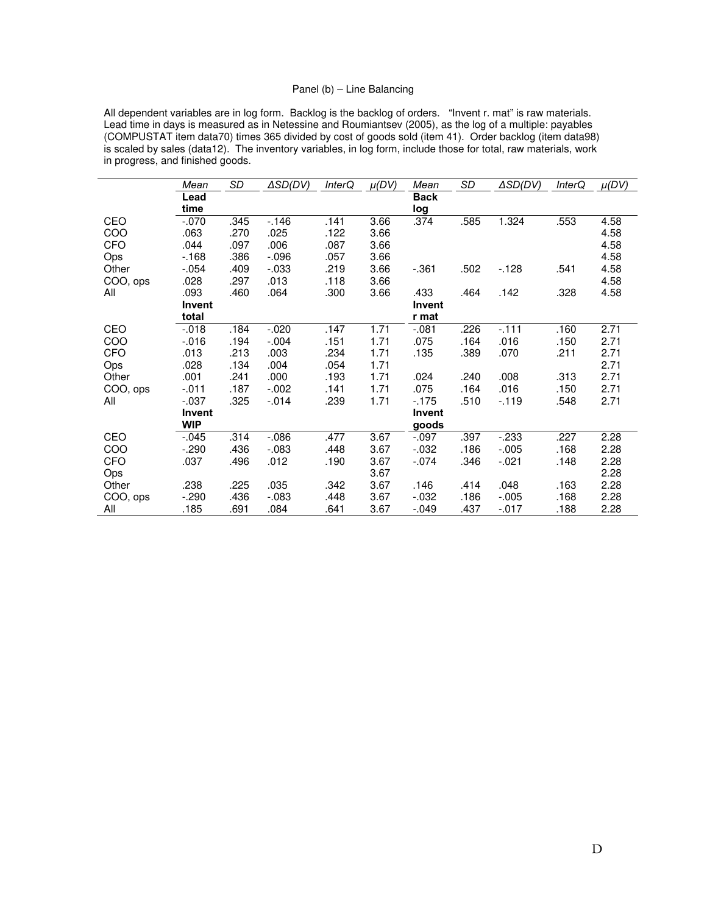Panel (b) – Line Balancing

All dependent variables are in log form. Backlog is the backlog of orders. "Invent r. mat" is raw materials. Lead time in days is measured as in Netessine and Roumiantsev (2005), as the log of a multiple: payables (COMPUSTAT item data70) times 365 divided by cost of goods sold (item 41). Order backlog (item data98) is scaled by sales (data12). The inventory variables, in log form, include those for total, raw materials, work in progress, and finished goods.

| | *Mean* | *SD* | *ΔSD(DV)* | *InterQ* | *μ(DV)* | *Mean* | *SD* | *ΔSD(DV)* | *InterQ* | *μ(DV)* |
|---|---|---|---|---|---|---|---|---|---|---|
| | **Lead time** | | | | | **Back log** | | | | |
| CEO | -.070 | .345 | -.146 | .141 | 3.66 | .374 | .585 | 1.324 | .553 | 4.58 |
| COO | .063 | .270 | .025 | .122 | 3.66 | | | | | 4.58 |
| CFO | .044 | .097 | .006 | .087 | 3.66 | | | | | 4.58 |
| Ops | -.168 | .386 | -.096 | .057 | 3.66 | | | | | 4.58 |
| Other | -.054 | .409 | -.033 | .219 | 3.66 | -.361 | .502 | -.128 | .541 | 4.58 |
| COO, ops | .028 | .297 | .013 | .118 | 3.66 | | | | | 4.58 |
| All | .093 | .460 | .064 | .300 | 3.66 | .433 | .464 | .142 | .328 | 4.58 |
| | **Invent total** | | | | | **Invent r mat** | | | | |
| CEO | -.018 | .184 | -.020 | .147 | 1.71 | -.081 | .226 | -.111 | .160 | 2.71 |
| COO | -.016 | .194 | -.004 | .151 | 1.71 | .075 | .164 | .016 | .150 | 2.71 |
| CFO | .013 | .213 | .003 | .234 | 1.71 | .135 | .389 | .070 | .211 | 2.71 |
| Ops | .028 | .134 | .004 | .054 | 1.71 | | | | | 2.71 |
| Other | .001 | .241 | .000 | .193 | 1.71 | .024 | .240 | .008 | .313 | 2.71 |
| COO, ops | -.011 | .187 | -.002 | .141 | 1.71 | .075 | .164 | .016 | .150 | 2.71 |
| All | -.037 | .325 | -.014 | .239 | 1.71 | -.175 | .510 | -.119 | .548 | 2.71 |
| | **Invent WIP** | | | | | **Invent goods** | | | | |
| CEO | -.045 | .314 | -.086 | .477 | 3.67 | -.097 | .397 | -.233 | .227 | 2.28 |
| COO | -.290 | .436 | -.083 | .448 | 3.67 | -.032 | .186 | -.005 | .168 | 2.28 |
| CFO | .037 | .496 | .012 | .190 | 3.67 | -.074 | .346 | -.021 | .148 | 2.28 |
| Ops | | | | | 3.67 | | | | | 2.28 |
| Other | .238 | .225 | .035 | .342 | 3.67 | .146 | .414 | .048 | .163 | 2.28 |
| COO, ops | -.290 | .436 | -.083 | .448 | 3.67 | -.032 | .186 | -.005 | .168 | 2.28 |
| All | .185 | .691 | .084 | .641 | 3.67 | -.049 | .437 | -.017 | .188 | 2.28 |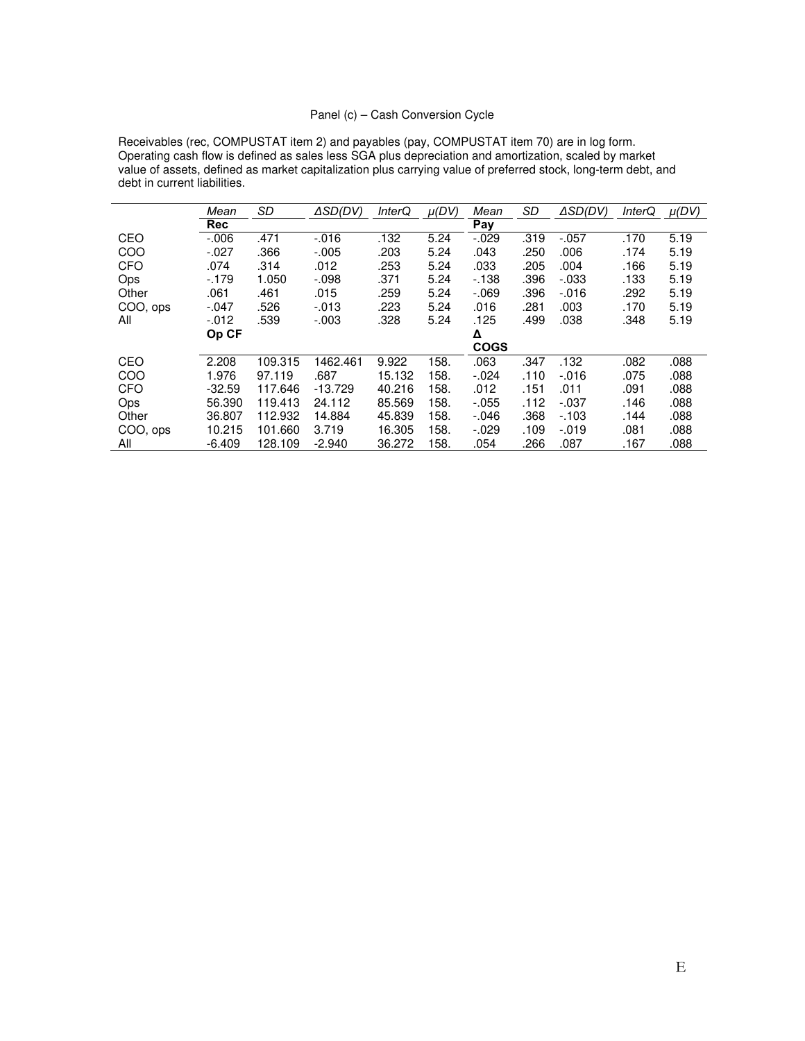Panel (c) – Cash Conversion Cycle

Receivables (rec, COMPUSTAT item 2) and payables (pay, COMPUSTAT item 70) are in log form. Operating cash flow is defined as sales less SGA plus depreciation and amortization, scaled by market value of assets, defined as market capitalization plus carrying value of preferred stock, long-term debt, and debt in current liabilities.

| | *Mean* | *SD* | *ΔSD(DV)* | *InterQ* | *μ(DV)* | *Mean* | *SD* | *ΔSD(DV)* | *InterQ* | *μ(DV)* |
|---|---|---|---|---|---|---|---|---|---|---|
| | **Rec** | | | | | **Pay** | | | | |
| CEO | -.006 | .471 | -.016 | .132 | 5.24 | -.029 | .319 | -.057 | .170 | 5.19 |
| COO | -.027 | .366 | -.005 | .203 | 5.24 | .043 | .250 | .006 | .174 | 5.19 |
| CFO | .074 | .314 | .012 | .253 | 5.24 | .033 | .205 | .004 | .166 | 5.19 |
| Ops | -.179 | 1.050 | -.098 | .371 | 5.24 | -.138 | .396 | -.033 | .133 | 5.19 |
| Other | .061 | .461 | .015 | .259 | 5.24 | -.069 | .396 | -.016 | .292 | 5.19 |
| COO, ops | -.047 | .526 | -.013 | .223 | 5.24 | .016 | .281 | .003 | .170 | 5.19 |
| All | -.012 | .539 | -.003 | .328 | 5.24 | .125 | .499 | .038 | .348 | 5.19 |
| | **Op CF** | | | | | **Δ COGS** | | | | |
| CEO | 2.208 | 109.315 | 1462.461 | 9.922 | 158. | .063 | .347 | .132 | .082 | .088 |
| COO | 1.976 | 97.119 | .687 | 15.132 | 158. | -.024 | .110 | -.016 | .075 | .088 |
| CFO | -32.59 | 117.646 | -13.729 | 40.216 | 158. | .012 | .151 | .011 | .091 | .088 |
| Ops | 56.390 | 119.413 | 24.112 | 85.569 | 158. | -.055 | .112 | -.037 | .146 | .088 |
| Other | 36.807 | 112.932 | 14.884 | 45.839 | 158. | -.046 | .368 | -.103 | .144 | .088 |
| COO, ops | 10.215 | 101.660 | 3.719 | 16.305 | 158. | -.029 | .109 | -.019 | .081 | .088 |
| All | -6.409 | 128.109 | -2.940 | 36.272 | 158. | .054 | .266 | .087 | .167 | .088 |